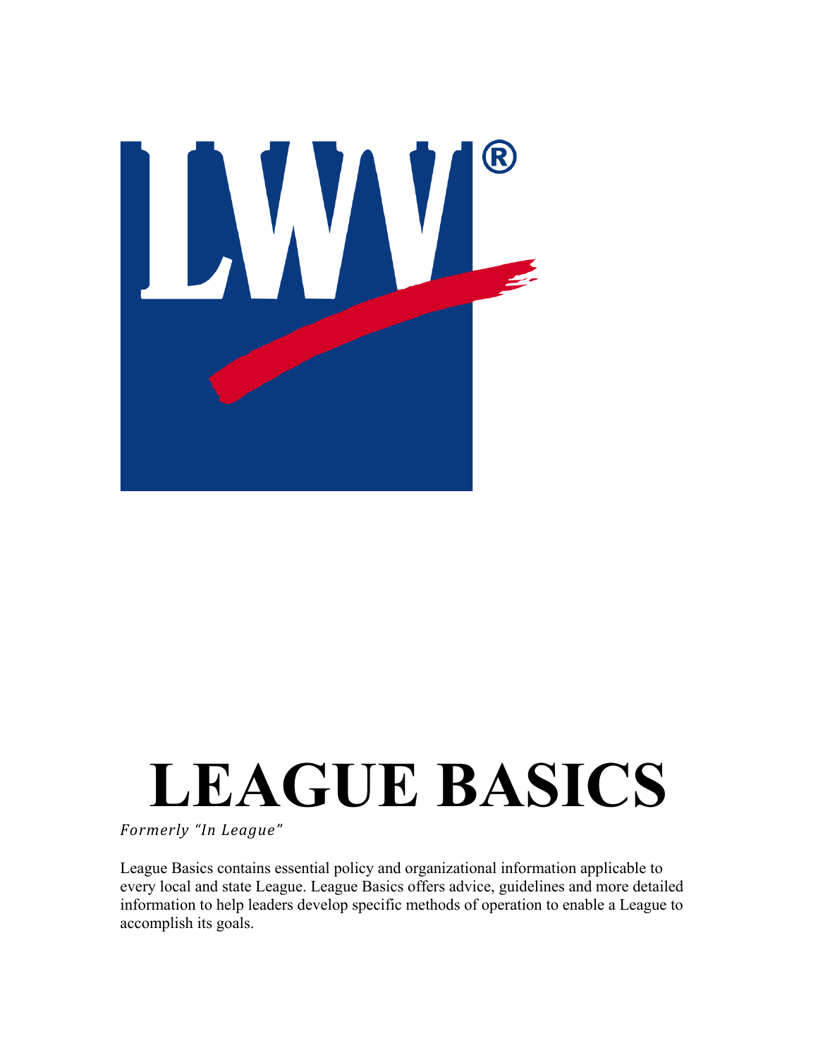# LEAGUE BASICS

*Formerly "In League"*

League Basics contains essential policy and organizational information applicable to every local and state League. League Basics offers advice, guidelines and more detailed information to help leaders develop specific methods of operation to enable a League to accomplish its goals.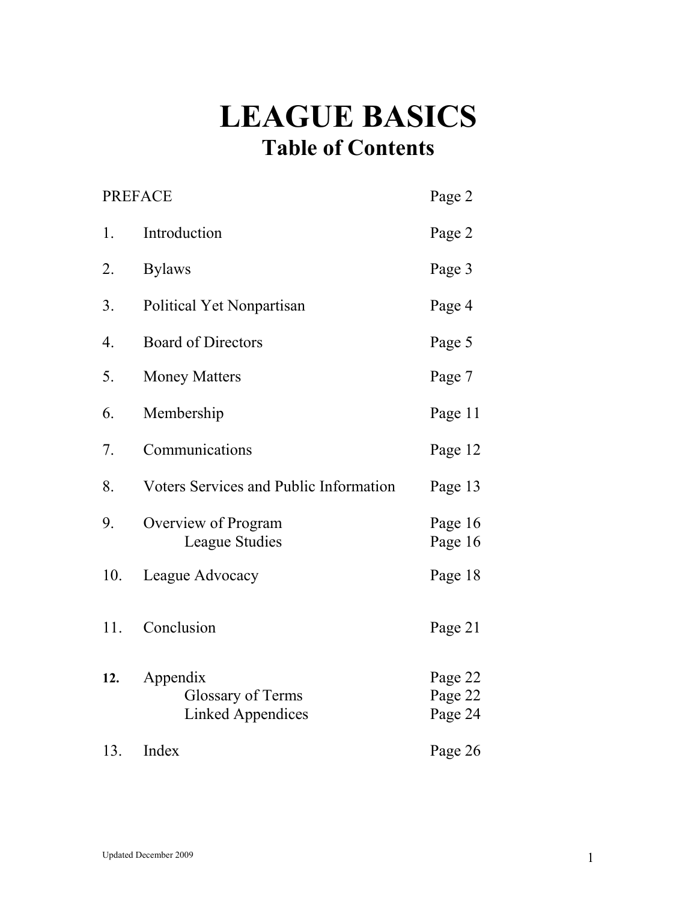# LEAGUE BASICS

## Table of Contents

| | | |
|---|---|---|
| PREFACE | | Page 2 |
| 1. | Introduction | Page 2 |
| 2. | Bylaws | Page 3 |
| 3. | Political Yet Nonpartisan | Page 4 |
| 4. | Board of Directors | Page 5 |
| 5. | Money Matters | Page 7 |
| 6. | Membership | Page 11 |
| 7. | Communications | Page 12 |
| 8. | Voters Services and Public Information | Page 13 |
| 9. | Overview of Program | Page 16 |
| | League Studies | Page 16 |
| 10. | League Advocacy | Page 18 |
| 11. | Conclusion | Page 21 |
| **12.** | Appendix | Page 22 |
| | Glossary of Terms | Page 22 |
| | Linked Appendices | Page 24 |
| 13. | Index | Page 26 |

Updated December 2009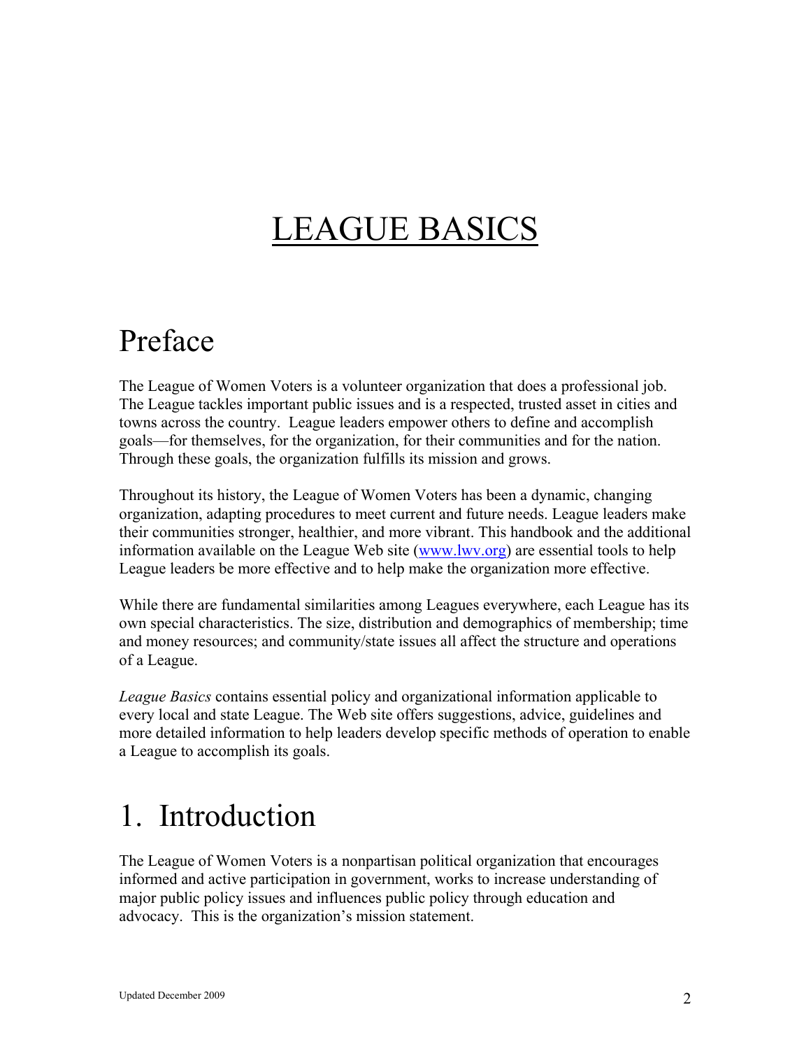# LEAGUE BASICS

## Preface

The League of Women Voters is a volunteer organization that does a professional job. The League tackles important public issues and is a respected, trusted asset in cities and towns across the country. League leaders empower others to define and accomplish goals—for themselves, for the organization, for their communities and for the nation. Through these goals, the organization fulfills its mission and grows.

Throughout its history, the League of Women Voters has been a dynamic, changing organization, adapting procedures to meet current and future needs. League leaders make their communities stronger, healthier, and more vibrant. This handbook and the additional information available on the League Web site (www.lwv.org) are essential tools to help League leaders be more effective and to help make the organization more effective.

While there are fundamental similarities among Leagues everywhere, each League has its own special characteristics. The size, distribution and demographics of membership; time and money resources; and community/state issues all affect the structure and operations of a League.

*League Basics* contains essential policy and organizational information applicable to every local and state League. The Web site offers suggestions, advice, guidelines and more detailed information to help leaders develop specific methods of operation to enable a League to accomplish its goals.

## 1. Introduction

The League of Women Voters is a nonpartisan political organization that encourages informed and active participation in government, works to increase understanding of major public policy issues and influences public policy through education and advocacy. This is the organization's mission statement.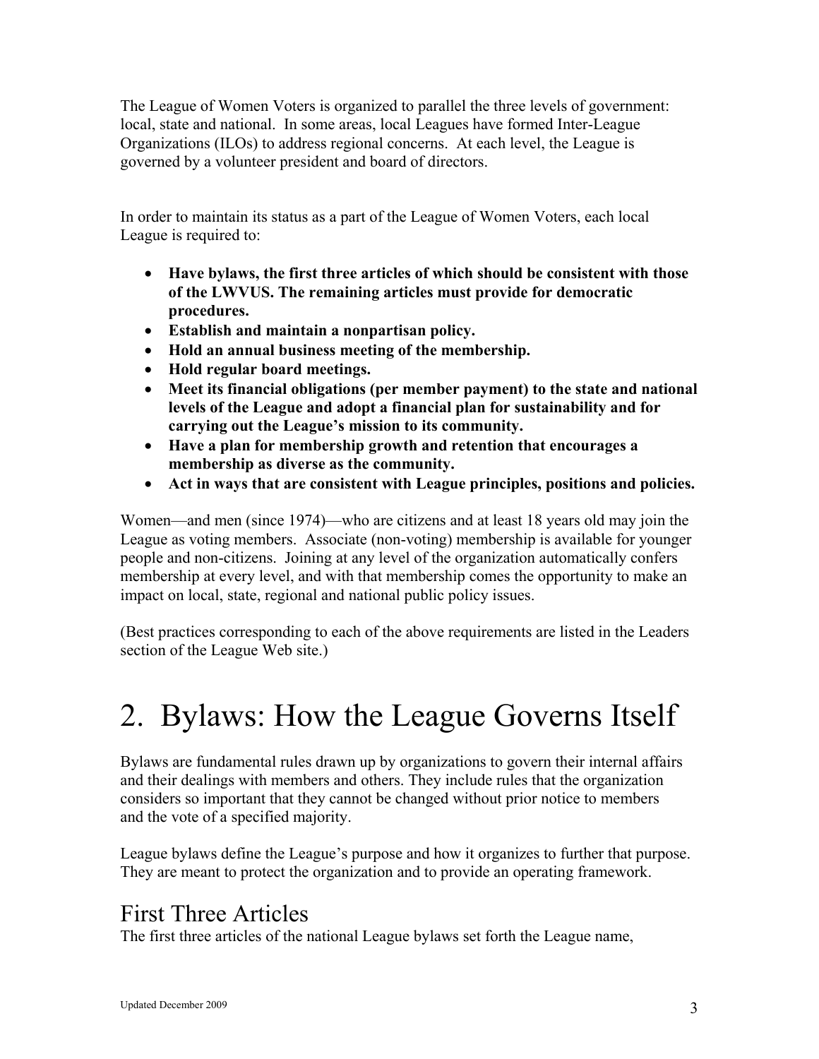The League of Women Voters is organized to parallel the three levels of government: local, state and national. In some areas, local Leagues have formed Inter-League Organizations (ILOs) to address regional concerns. At each level, the League is governed by a volunteer president and board of directors.

In order to maintain its status as a part of the League of Women Voters, each local League is required to:

- **Have bylaws, the first three articles of which should be consistent with those of the LWVUS. The remaining articles must provide for democratic procedures.**
- **Establish and maintain a nonpartisan policy.**
- **Hold an annual business meeting of the membership.**
- **Hold regular board meetings.**
- **Meet its financial obligations (per member payment) to the state and national levels of the League and adopt a financial plan for sustainability and for carrying out the League's mission to its community.**
- **Have a plan for membership growth and retention that encourages a membership as diverse as the community.**
- **Act in ways that are consistent with League principles, positions and policies.**

Women—and men (since 1974)—who are citizens and at least 18 years old may join the League as voting members. Associate (non-voting) membership is available for younger people and non-citizens. Joining at any level of the organization automatically confers membership at every level, and with that membership comes the opportunity to make an impact on local, state, regional and national public policy issues.

(Best practices corresponding to each of the above requirements are listed in the Leaders section of the League Web site.)

# 2. Bylaws: How the League Governs Itself

Bylaws are fundamental rules drawn up by organizations to govern their internal affairs and their dealings with members and others. They include rules that the organization considers so important that they cannot be changed without prior notice to members and the vote of a specified majority.

League bylaws define the League's purpose and how it organizes to further that purpose. They are meant to protect the organization and to provide an operating framework.

## First Three Articles

The first three articles of the national League bylaws set forth the League name,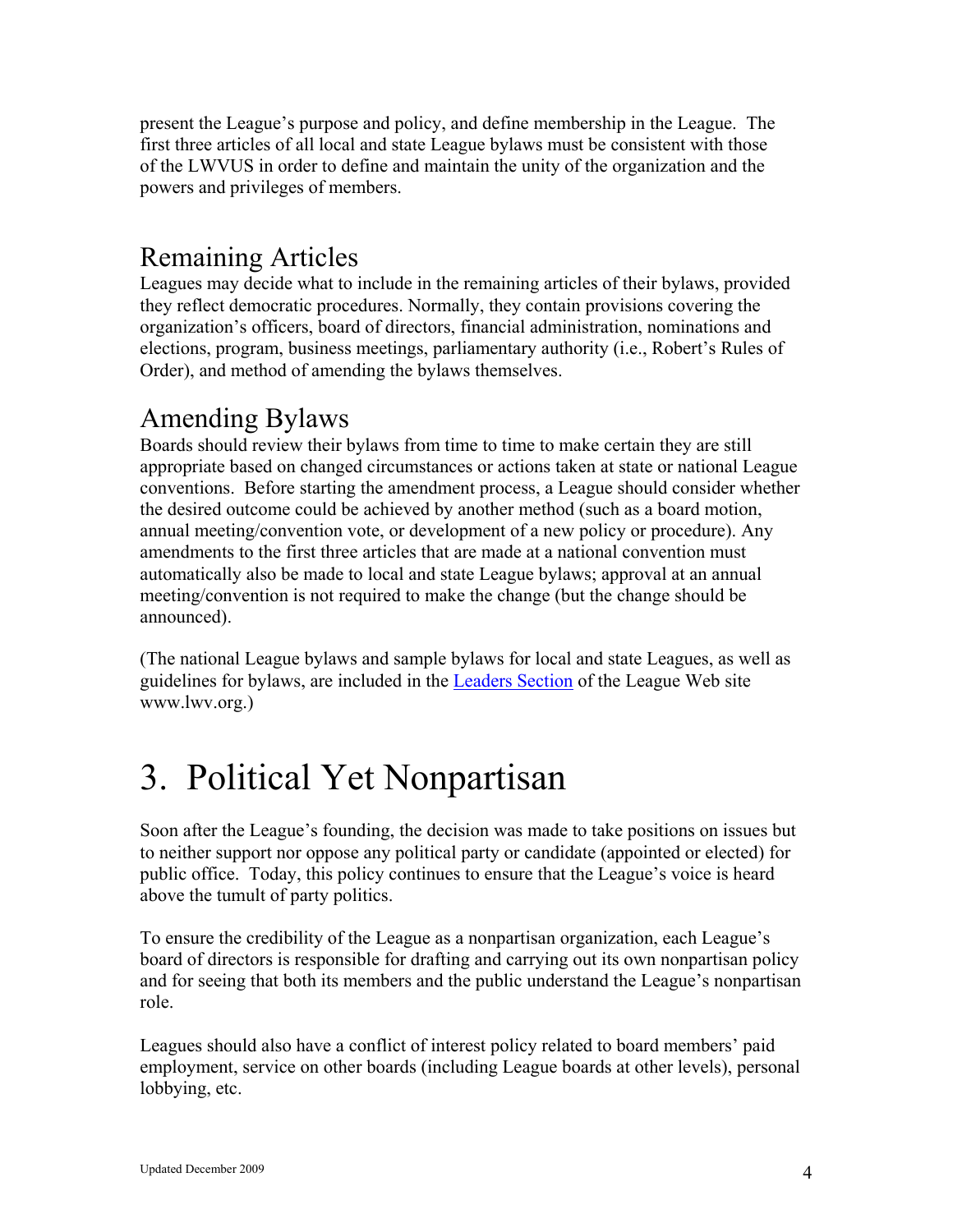present the League's purpose and policy, and define membership in the League. The first three articles of all local and state League bylaws must be consistent with those of the LWVUS in order to define and maintain the unity of the organization and the powers and privileges of members.

## Remaining Articles

Leagues may decide what to include in the remaining articles of their bylaws, provided they reflect democratic procedures. Normally, they contain provisions covering the organization's officers, board of directors, financial administration, nominations and elections, program, business meetings, parliamentary authority (i.e., Robert's Rules of Order), and method of amending the bylaws themselves.

## Amending Bylaws

Boards should review their bylaws from time to time to make certain they are still appropriate based on changed circumstances or actions taken at state or national League conventions. Before starting the amendment process, a League should consider whether the desired outcome could be achieved by another method (such as a board motion, annual meeting/convention vote, or development of a new policy or procedure). Any amendments to the first three articles that are made at a national convention must automatically also be made to local and state League bylaws; approval at an annual meeting/convention is not required to make the change (but the change should be announced).

(The national League bylaws and sample bylaws for local and state Leagues, as well as guidelines for bylaws, are included in the Leaders Section of the League Web site www.lwv.org.)

# 3. Political Yet Nonpartisan

Soon after the League's founding, the decision was made to take positions on issues but to neither support nor oppose any political party or candidate (appointed or elected) for public office. Today, this policy continues to ensure that the League's voice is heard above the tumult of party politics.

To ensure the credibility of the League as a nonpartisan organization, each League's board of directors is responsible for drafting and carrying out its own nonpartisan policy and for seeing that both its members and the public understand the League's nonpartisan role.

Leagues should also have a conflict of interest policy related to board members' paid employment, service on other boards (including League boards at other levels), personal lobbying, etc.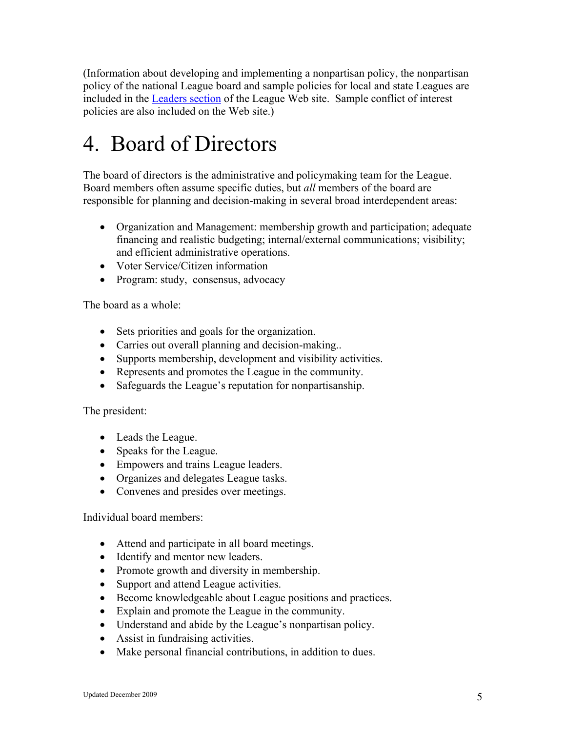(Information about developing and implementing a nonpartisan policy, the nonpartisan policy of the national League board and sample policies for local and state Leagues are included in the [Leaders section]() of the League Web site. Sample conflict of interest policies are also included on the Web site.)

# 4. Board of Directors

The board of directors is the administrative and policymaking team for the League. Board members often assume specific duties, but *all* members of the board are responsible for planning and decision-making in several broad interdependent areas:

- Organization and Management: membership growth and participation; adequate financing and realistic budgeting; internal/external communications; visibility; and efficient administrative operations.
- Voter Service/Citizen information
- Program: study, consensus, advocacy

The board as a whole:

- Sets priorities and goals for the organization.
- Carries out overall planning and decision-making..
- Supports membership, development and visibility activities.
- Represents and promotes the League in the community.
- Safeguards the League's reputation for nonpartisanship.

The president:

- Leads the League.
- Speaks for the League.
- Empowers and trains League leaders.
- Organizes and delegates League tasks.
- Convenes and presides over meetings.

Individual board members:

- Attend and participate in all board meetings.
- Identify and mentor new leaders.
- Promote growth and diversity in membership.
- Support and attend League activities.
- Become knowledgeable about League positions and practices.
- Explain and promote the League in the community.
- Understand and abide by the League's nonpartisan policy.
- Assist in fundraising activities.
- Make personal financial contributions, in addition to dues.

Updated December 2009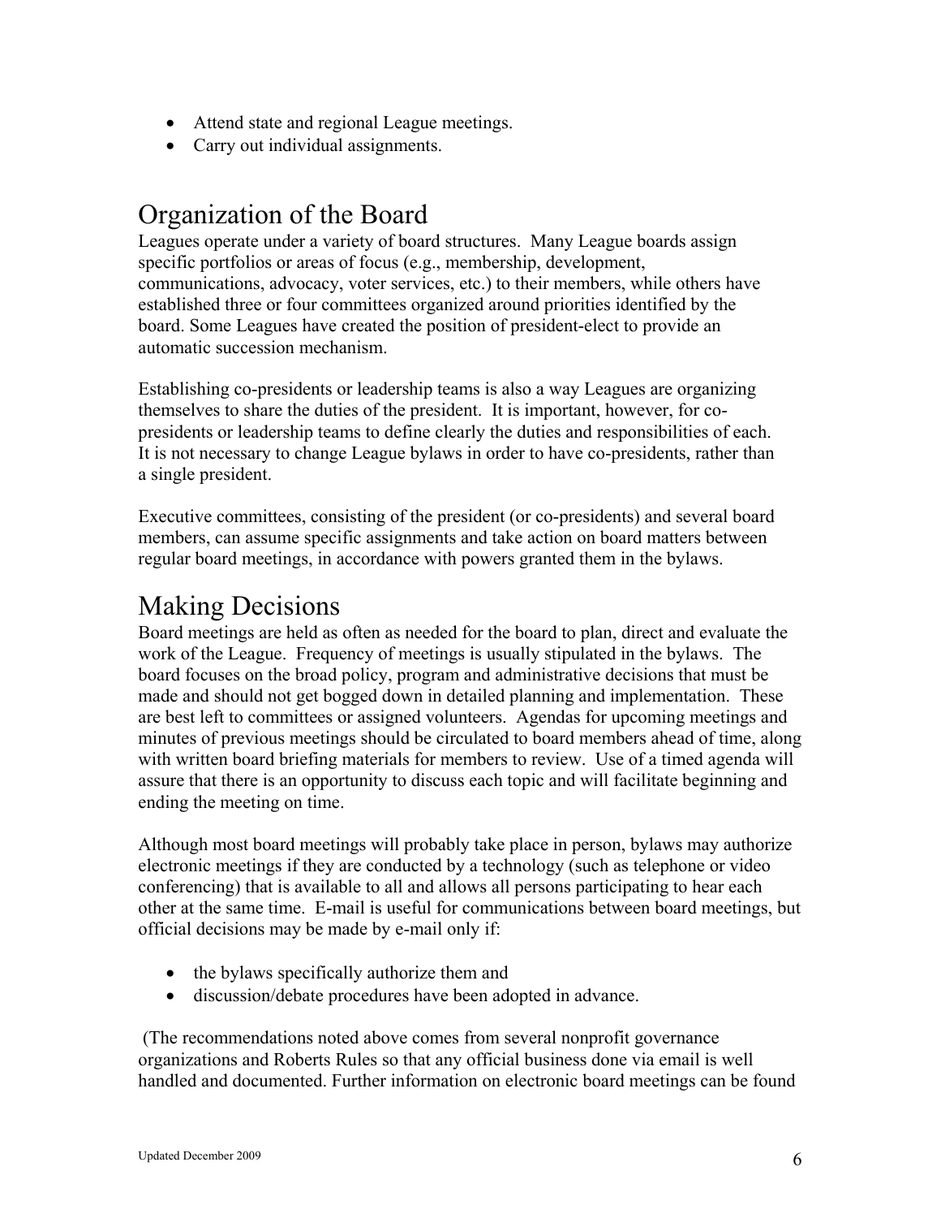- Attend state and regional League meetings.
- Carry out individual assignments.

## Organization of the Board

Leagues operate under a variety of board structures. Many League boards assign specific portfolios or areas of focus (e.g., membership, development, communications, advocacy, voter services, etc.) to their members, while others have established three or four committees organized around priorities identified by the board. Some Leagues have created the position of president-elect to provide an automatic succession mechanism.

Establishing co-presidents or leadership teams is also a way Leagues are organizing themselves to share the duties of the president. It is important, however, for co-presidents or leadership teams to define clearly the duties and responsibilities of each. It is not necessary to change League bylaws in order to have co-presidents, rather than a single president.

Executive committees, consisting of the president (or co-presidents) and several board members, can assume specific assignments and take action on board matters between regular board meetings, in accordance with powers granted them in the bylaws.

## Making Decisions

Board meetings are held as often as needed for the board to plan, direct and evaluate the work of the League. Frequency of meetings is usually stipulated in the bylaws. The board focuses on the broad policy, program and administrative decisions that must be made and should not get bogged down in detailed planning and implementation. These are best left to committees or assigned volunteers. Agendas for upcoming meetings and minutes of previous meetings should be circulated to board members ahead of time, along with written board briefing materials for members to review. Use of a timed agenda will assure that there is an opportunity to discuss each topic and will facilitate beginning and ending the meeting on time.

Although most board meetings will probably take place in person, bylaws may authorize electronic meetings if they are conducted by a technology (such as telephone or video conferencing) that is available to all and allows all persons participating to hear each other at the same time. E-mail is useful for communications between board meetings, but official decisions may be made by e-mail only if:

- the bylaws specifically authorize them and
- discussion/debate procedures have been adopted in advance.

(The recommendations noted above comes from several nonprofit governance organizations and Roberts Rules so that any official business done via email is well handled and documented. Further information on electronic board meetings can be found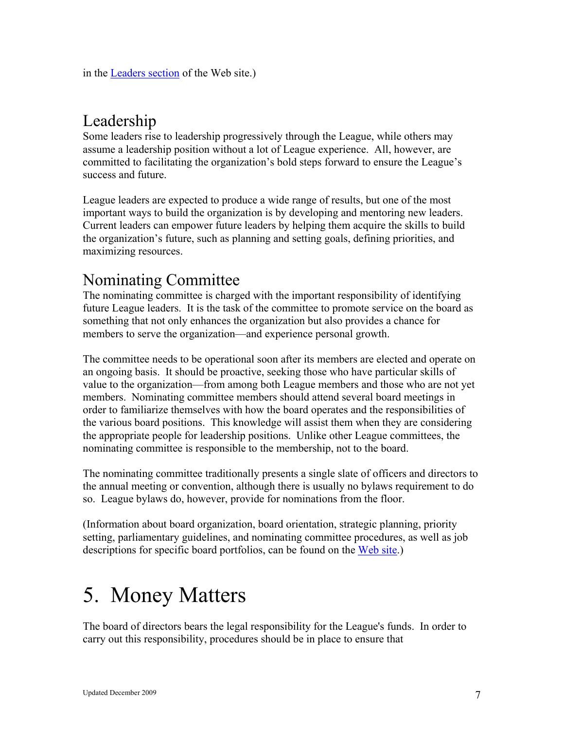in the Leaders section of the Web site.)

## Leadership

Some leaders rise to leadership progressively through the League, while others may assume a leadership position without a lot of League experience. All, however, are committed to facilitating the organization's bold steps forward to ensure the League's success and future.

League leaders are expected to produce a wide range of results, but one of the most important ways to build the organization is by developing and mentoring new leaders. Current leaders can empower future leaders by helping them acquire the skills to build the organization's future, such as planning and setting goals, defining priorities, and maximizing resources.

## Nominating Committee

The nominating committee is charged with the important responsibility of identifying future League leaders. It is the task of the committee to promote service on the board as something that not only enhances the organization but also provides a chance for members to serve the organization—and experience personal growth.

The committee needs to be operational soon after its members are elected and operate on an ongoing basis. It should be proactive, seeking those who have particular skills of value to the organization—from among both League members and those who are not yet members. Nominating committee members should attend several board meetings in order to familiarize themselves with how the board operates and the responsibilities of the various board positions. This knowledge will assist them when they are considering the appropriate people for leadership positions. Unlike other League committees, the nominating committee is responsible to the membership, not to the board.

The nominating committee traditionally presents a single slate of officers and directors to the annual meeting or convention, although there is usually no bylaws requirement to do so. League bylaws do, however, provide for nominations from the floor.

(Information about board organization, board orientation, strategic planning, priority setting, parliamentary guidelines, and nominating committee procedures, as well as job descriptions for specific board portfolios, can be found on the Web site.)

# 5. Money Matters

The board of directors bears the legal responsibility for the League's funds. In order to carry out this responsibility, procedures should be in place to ensure that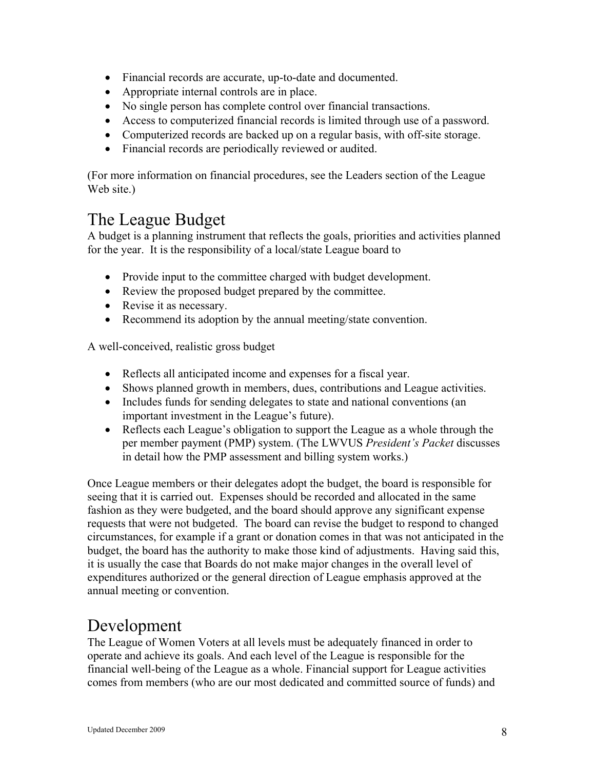- Financial records are accurate, up-to-date and documented.
- Appropriate internal controls are in place.
- No single person has complete control over financial transactions.
- Access to computerized financial records is limited through use of a password.
- Computerized records are backed up on a regular basis, with off-site storage.
- Financial records are periodically reviewed or audited.

(For more information on financial procedures, see the Leaders section of the League Web site.)

## The League Budget

A budget is a planning instrument that reflects the goals, priorities and activities planned for the year. It is the responsibility of a local/state League board to

- Provide input to the committee charged with budget development.
- Review the proposed budget prepared by the committee.
- Revise it as necessary.
- Recommend its adoption by the annual meeting/state convention.

A well-conceived, realistic gross budget

- Reflects all anticipated income and expenses for a fiscal year.
- Shows planned growth in members, dues, contributions and League activities.
- Includes funds for sending delegates to state and national conventions (an important investment in the League's future).
- Reflects each League's obligation to support the League as a whole through the per member payment (PMP) system. (The LWVUS *President's Packet* discusses in detail how the PMP assessment and billing system works.)

Once League members or their delegates adopt the budget, the board is responsible for seeing that it is carried out. Expenses should be recorded and allocated in the same fashion as they were budgeted, and the board should approve any significant expense requests that were not budgeted. The board can revise the budget to respond to changed circumstances, for example if a grant or donation comes in that was not anticipated in the budget, the board has the authority to make those kind of adjustments. Having said this, it is usually the case that Boards do not make major changes in the overall level of expenditures authorized or the general direction of League emphasis approved at the annual meeting or convention.

## Development

The League of Women Voters at all levels must be adequately financed in order to operate and achieve its goals. And each level of the League is responsible for the financial well-being of the League as a whole. Financial support for League activities comes from members (who are our most dedicated and committed source of funds) and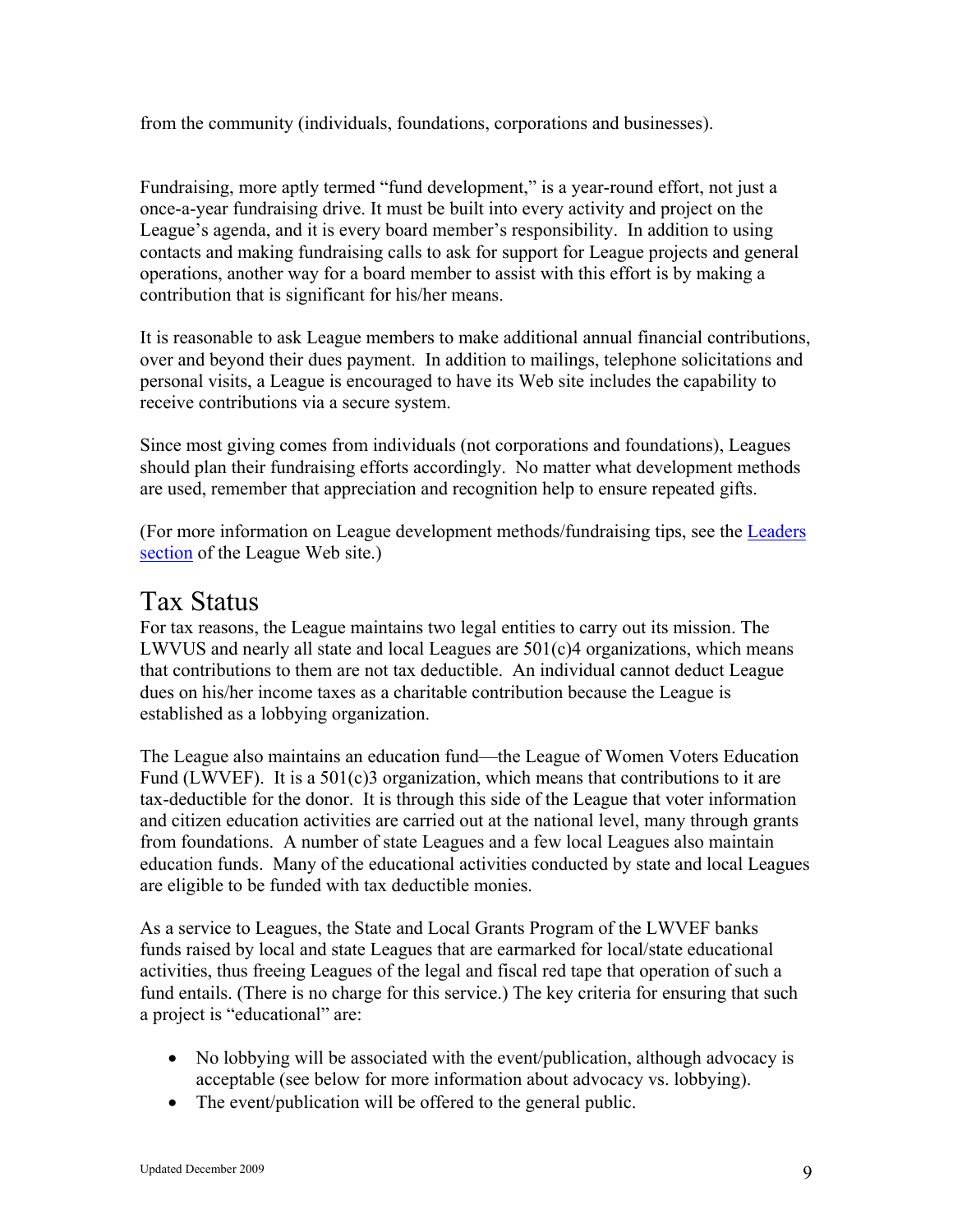from the community (individuals, foundations, corporations and businesses).

Fundraising, more aptly termed "fund development," is a year-round effort, not just a once-a-year fundraising drive. It must be built into every activity and project on the League's agenda, and it is every board member's responsibility. In addition to using contacts and making fundraising calls to ask for support for League projects and general operations, another way for a board member to assist with this effort is by making a contribution that is significant for his/her means.

It is reasonable to ask League members to make additional annual financial contributions, over and beyond their dues payment. In addition to mailings, telephone solicitations and personal visits, a League is encouraged to have its Web site includes the capability to receive contributions via a secure system.

Since most giving comes from individuals (not corporations and foundations), Leagues should plan their fundraising efforts accordingly. No matter what development methods are used, remember that appreciation and recognition help to ensure repeated gifts.

(For more information on League development methods/fundraising tips, see the Leaders section of the League Web site.)

## Tax Status

For tax reasons, the League maintains two legal entities to carry out its mission. The LWVUS and nearly all state and local Leagues are 501(c)4 organizations, which means that contributions to them are not tax deductible. An individual cannot deduct League dues on his/her income taxes as a charitable contribution because the League is established as a lobbying organization.

The League also maintains an education fund—the League of Women Voters Education Fund (LWVEF). It is a 501(c)3 organization, which means that contributions to it are tax-deductible for the donor. It is through this side of the League that voter information and citizen education activities are carried out at the national level, many through grants from foundations. A number of state Leagues and a few local Leagues also maintain education funds. Many of the educational activities conducted by state and local Leagues are eligible to be funded with tax deductible monies.

As a service to Leagues, the State and Local Grants Program of the LWVEF banks funds raised by local and state Leagues that are earmarked for local/state educational activities, thus freeing Leagues of the legal and fiscal red tape that operation of such a fund entails. (There is no charge for this service.) The key criteria for ensuring that such a project is "educational" are:

- No lobbying will be associated with the event/publication, although advocacy is acceptable (see below for more information about advocacy vs. lobbying).
- The event/publication will be offered to the general public.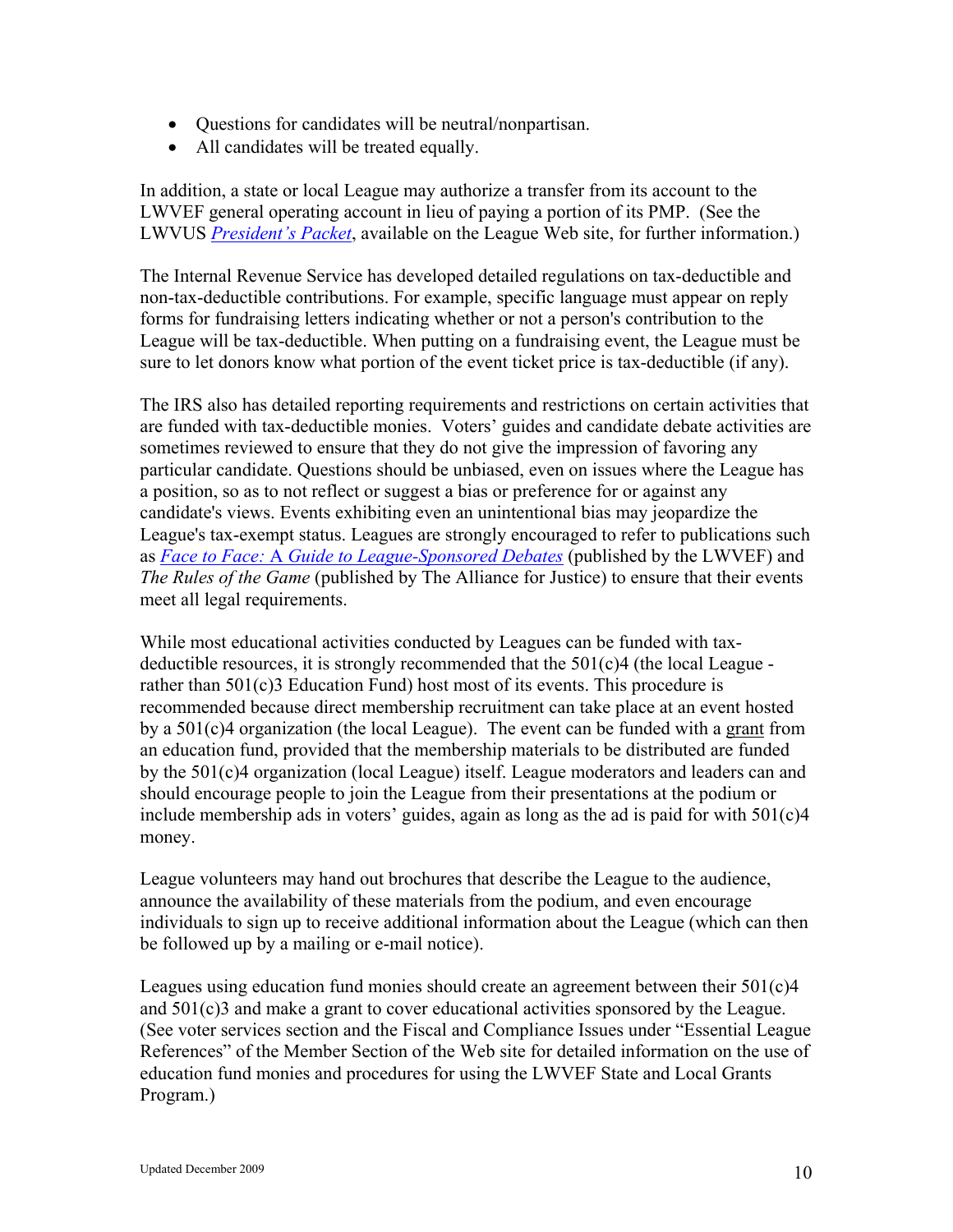- Questions for candidates will be neutral/nonpartisan.
- All candidates will be treated equally.

In addition, a state or local League may authorize a transfer from its account to the LWVEF general operating account in lieu of paying a portion of its PMP. (See the LWVUS *President's Packet*, available on the League Web site, for further information.)

The Internal Revenue Service has developed detailed regulations on tax-deductible and non-tax-deductible contributions. For example, specific language must appear on reply forms for fundraising letters indicating whether or not a person's contribution to the League will be tax-deductible. When putting on a fundraising event, the League must be sure to let donors know what portion of the event ticket price is tax-deductible (if any).

The IRS also has detailed reporting requirements and restrictions on certain activities that are funded with tax-deductible monies. Voters' guides and candidate debate activities are sometimes reviewed to ensure that they do not give the impression of favoring any particular candidate. Questions should be unbiased, even on issues where the League has a position, so as to not reflect or suggest a bias or preference for or against any candidate's views. Events exhibiting even an unintentional bias may jeopardize the League's tax-exempt status. Leagues are strongly encouraged to refer to publications such as *Face to Face: A Guide to League-Sponsored Debates* (published by the LWVEF) and *The Rules of the Game* (published by The Alliance for Justice) to ensure that their events meet all legal requirements.

While most educational activities conducted by Leagues can be funded with tax-deductible resources, it is strongly recommended that the 501(c)4 (the local League - rather than 501(c)3 Education Fund) host most of its events. This procedure is recommended because direct membership recruitment can take place at an event hosted by a 501(c)4 organization (the local League). The event can be funded with a grant from an education fund, provided that the membership materials to be distributed are funded by the 501(c)4 organization (local League) itself. League moderators and leaders can and should encourage people to join the League from their presentations at the podium or include membership ads in voters' guides, again as long as the ad is paid for with 501(c)4 money.

League volunteers may hand out brochures that describe the League to the audience, announce the availability of these materials from the podium, and even encourage individuals to sign up to receive additional information about the League (which can then be followed up by a mailing or e-mail notice).

Leagues using education fund monies should create an agreement between their 501(c)4 and 501(c)3 and make a grant to cover educational activities sponsored by the League. (See voter services section and the Fiscal and Compliance Issues under "Essential League References" of the Member Section of the Web site for detailed information on the use of education fund monies and procedures for using the LWVEF State and Local Grants Program.)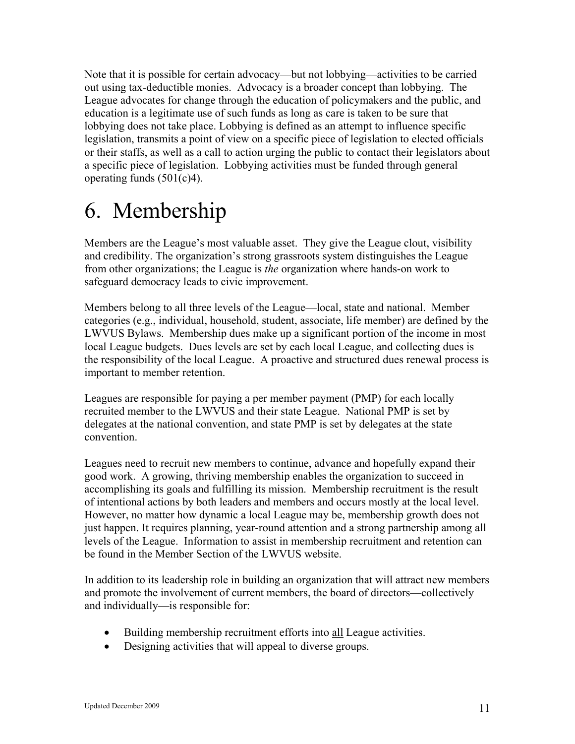Note that it is possible for certain advocacy—but not lobbying—activities to be carried out using tax-deductible monies. Advocacy is a broader concept than lobbying. The League advocates for change through the education of policymakers and the public, and education is a legitimate use of such funds as long as care is taken to be sure that lobbying does not take place. Lobbying is defined as an attempt to influence specific legislation, transmits a point of view on a specific piece of legislation to elected officials or their staffs, as well as a call to action urging the public to contact their legislators about a specific piece of legislation. Lobbying activities must be funded through general operating funds (501(c)4).

# 6. Membership

Members are the League's most valuable asset. They give the League clout, visibility and credibility. The organization's strong grassroots system distinguishes the League from other organizations; the League is *the* organization where hands-on work to safeguard democracy leads to civic improvement.

Members belong to all three levels of the League—local, state and national. Member categories (e.g., individual, household, student, associate, life member) are defined by the LWVUS Bylaws. Membership dues make up a significant portion of the income in most local League budgets. Dues levels are set by each local League, and collecting dues is the responsibility of the local League. A proactive and structured dues renewal process is important to member retention.

Leagues are responsible for paying a per member payment (PMP) for each locally recruited member to the LWVUS and their state League. National PMP is set by delegates at the national convention, and state PMP is set by delegates at the state convention.

Leagues need to recruit new members to continue, advance and hopefully expand their good work. A growing, thriving membership enables the organization to succeed in accomplishing its goals and fulfilling its mission. Membership recruitment is the result of intentional actions by both leaders and members and occurs mostly at the local level. However, no matter how dynamic a local League may be, membership growth does not just happen. It requires planning, year-round attention and a strong partnership among all levels of the League. Information to assist in membership recruitment and retention can be found in the Member Section of the LWVUS website.

In addition to its leadership role in building an organization that will attract new members and promote the involvement of current members, the board of directors—collectively and individually—is responsible for:

- Building membership recruitment efforts into <u>all</u> League activities.
- Designing activities that will appeal to diverse groups.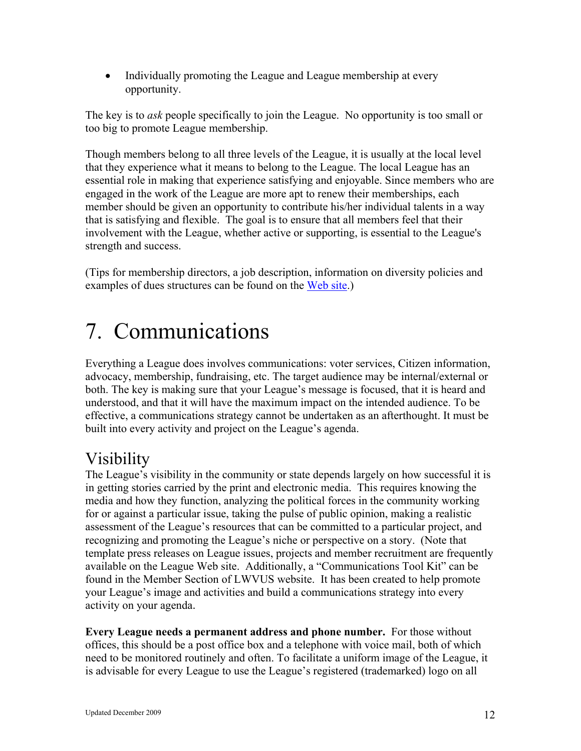- Individually promoting the League and League membership at every opportunity.

The key is to *ask* people specifically to join the League. No opportunity is too small or too big to promote League membership.

Though members belong to all three levels of the League, it is usually at the local level that they experience what it means to belong to the League. The local League has an essential role in making that experience satisfying and enjoyable. Since members who are engaged in the work of the League are more apt to renew their memberships, each member should be given an opportunity to contribute his/her individual talents in a way that is satisfying and flexible. The goal is to ensure that all members feel that their involvement with the League, whether active or supporting, is essential to the League's strength and success.

(Tips for membership directors, a job description, information on diversity policies and examples of dues structures can be found on the Web site.)

# 7. Communications

Everything a League does involves communications: voter services, Citizen information, advocacy, membership, fundraising, etc. The target audience may be internal/external or both. The key is making sure that your League's message is focused, that it is heard and understood, and that it will have the maximum impact on the intended audience. To be effective, a communications strategy cannot be undertaken as an afterthought. It must be built into every activity and project on the League's agenda.

## Visibility

The League's visibility in the community or state depends largely on how successful it is in getting stories carried by the print and electronic media. This requires knowing the media and how they function, analyzing the political forces in the community working for or against a particular issue, taking the pulse of public opinion, making a realistic assessment of the League's resources that can be committed to a particular project, and recognizing and promoting the League's niche or perspective on a story. (Note that template press releases on League issues, projects and member recruitment are frequently available on the League Web site. Additionally, a "Communications Tool Kit" can be found in the Member Section of LWVUS website. It has been created to help promote your League's image and activities and build a communications strategy into every activity on your agenda.

**Every League needs a permanent address and phone number.** For those without offices, this should be a post office box and a telephone with voice mail, both of which need to be monitored routinely and often. To facilitate a uniform image of the League, it is advisable for every League to use the League's registered (trademarked) logo on all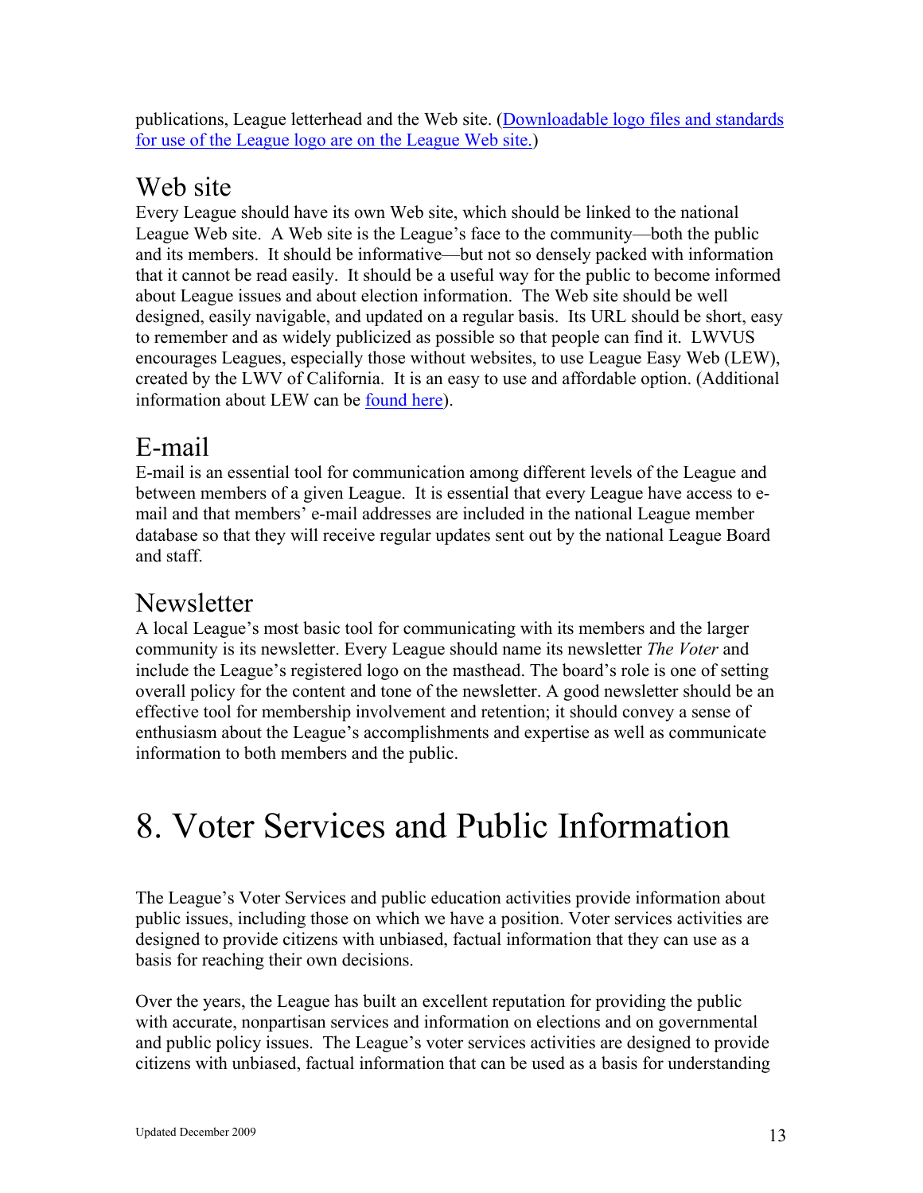publications, League letterhead and the Web site. (Downloadable logo files and standards for use of the League logo are on the League Web site.)

## Web site

Every League should have its own Web site, which should be linked to the national League Web site. A Web site is the League's face to the community—both the public and its members. It should be informative—but not so densely packed with information that it cannot be read easily. It should be a useful way for the public to become informed about League issues and about election information. The Web site should be well designed, easily navigable, and updated on a regular basis. Its URL should be short, easy to remember and as widely publicized as possible so that people can find it. LWVUS encourages Leagues, especially those without websites, to use League Easy Web (LEW), created by the LWV of California. It is an easy to use and affordable option. (Additional information about LEW can be found here).

## E-mail

E-mail is an essential tool for communication among different levels of the League and between members of a given League. It is essential that every League have access to e-mail and that members' e-mail addresses are included in the national League member database so that they will receive regular updates sent out by the national League Board and staff.

## Newsletter

A local League's most basic tool for communicating with its members and the larger community is its newsletter. Every League should name its newsletter *The Voter* and include the League's registered logo on the masthead. The board's role is one of setting overall policy for the content and tone of the newsletter. A good newsletter should be an effective tool for membership involvement and retention; it should convey a sense of enthusiasm about the League's accomplishments and expertise as well as communicate information to both members and the public.

# 8. Voter Services and Public Information

The League's Voter Services and public education activities provide information about public issues, including those on which we have a position. Voter services activities are designed to provide citizens with unbiased, factual information that they can use as a basis for reaching their own decisions.

Over the years, the League has built an excellent reputation for providing the public with accurate, nonpartisan services and information on elections and on governmental and public policy issues. The League's voter services activities are designed to provide citizens with unbiased, factual information that can be used as a basis for understanding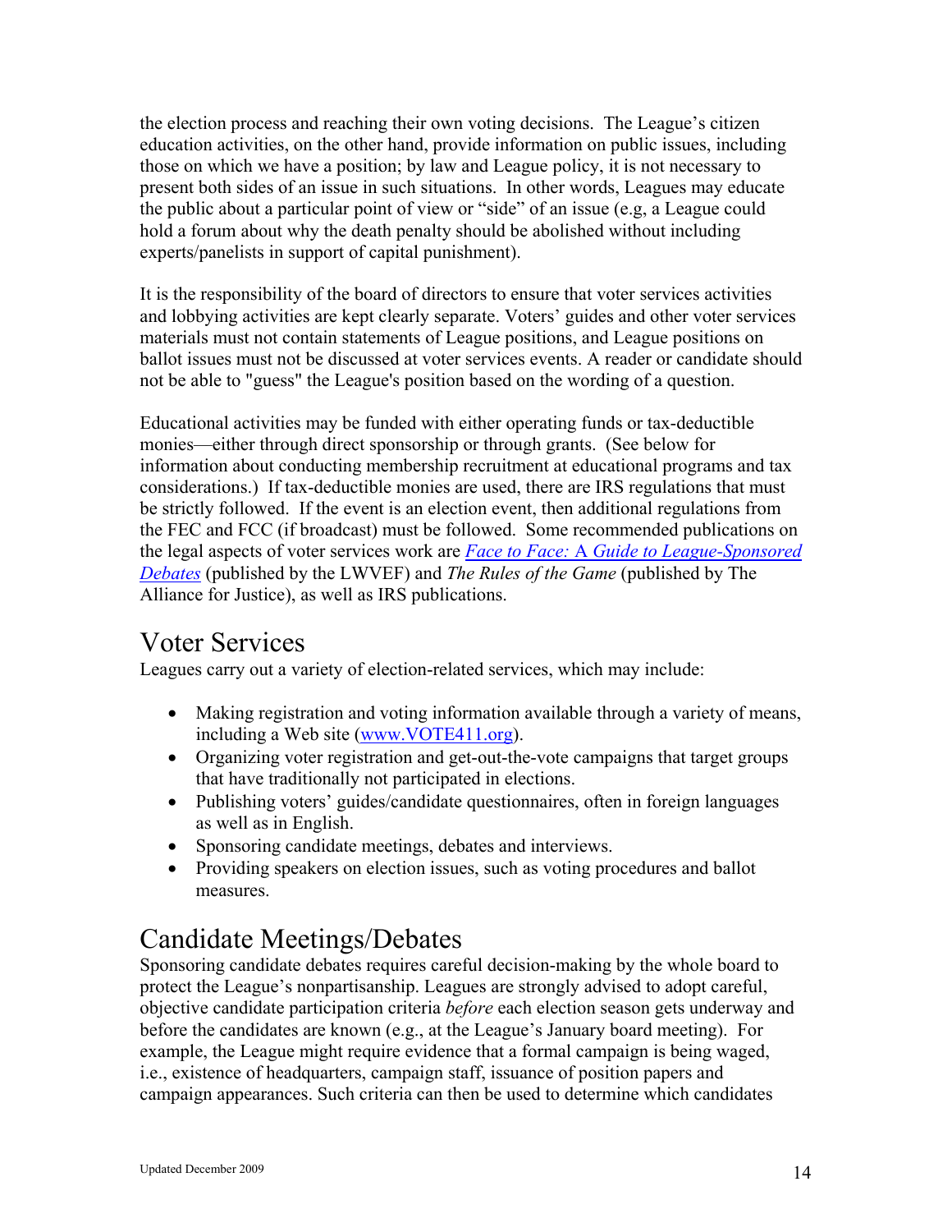the election process and reaching their own voting decisions. The League's citizen education activities, on the other hand, provide information on public issues, including those on which we have a position; by law and League policy, it is not necessary to present both sides of an issue in such situations. In other words, Leagues may educate the public about a particular point of view or "side" of an issue (e.g, a League could hold a forum about why the death penalty should be abolished without including experts/panelists in support of capital punishment).

It is the responsibility of the board of directors to ensure that voter services activities and lobbying activities are kept clearly separate. Voters' guides and other voter services materials must not contain statements of League positions, and League positions on ballot issues must not be discussed at voter services events. A reader or candidate should not be able to "guess" the League's position based on the wording of a question.

Educational activities may be funded with either operating funds or tax-deductible monies—either through direct sponsorship or through grants. (See below for information about conducting membership recruitment at educational programs and tax considerations.) If tax-deductible monies are used, there are IRS regulations that must be strictly followed. If the event is an election event, then additional regulations from the FEC and FCC (if broadcast) must be followed. Some recommended publications on the legal aspects of voter services work are *Face to Face:* A *Guide to League-Sponsored Debates* (published by the LWVEF) and *The Rules of the Game* (published by The Alliance for Justice), as well as IRS publications.

## Voter Services

Leagues carry out a variety of election-related services, which may include:

- Making registration and voting information available through a variety of means, including a Web site (www.VOTE411.org).
- Organizing voter registration and get-out-the-vote campaigns that target groups that have traditionally not participated in elections.
- Publishing voters' guides/candidate questionnaires, often in foreign languages as well as in English.
- Sponsoring candidate meetings, debates and interviews.
- Providing speakers on election issues, such as voting procedures and ballot measures.

## Candidate Meetings/Debates

Sponsoring candidate debates requires careful decision-making by the whole board to protect the League's nonpartisanship. Leagues are strongly advised to adopt careful, objective candidate participation criteria *before* each election season gets underway and before the candidates are known (e.g., at the League's January board meeting). For example, the League might require evidence that a formal campaign is being waged, i.e., existence of headquarters, campaign staff, issuance of position papers and campaign appearances. Such criteria can then be used to determine which candidates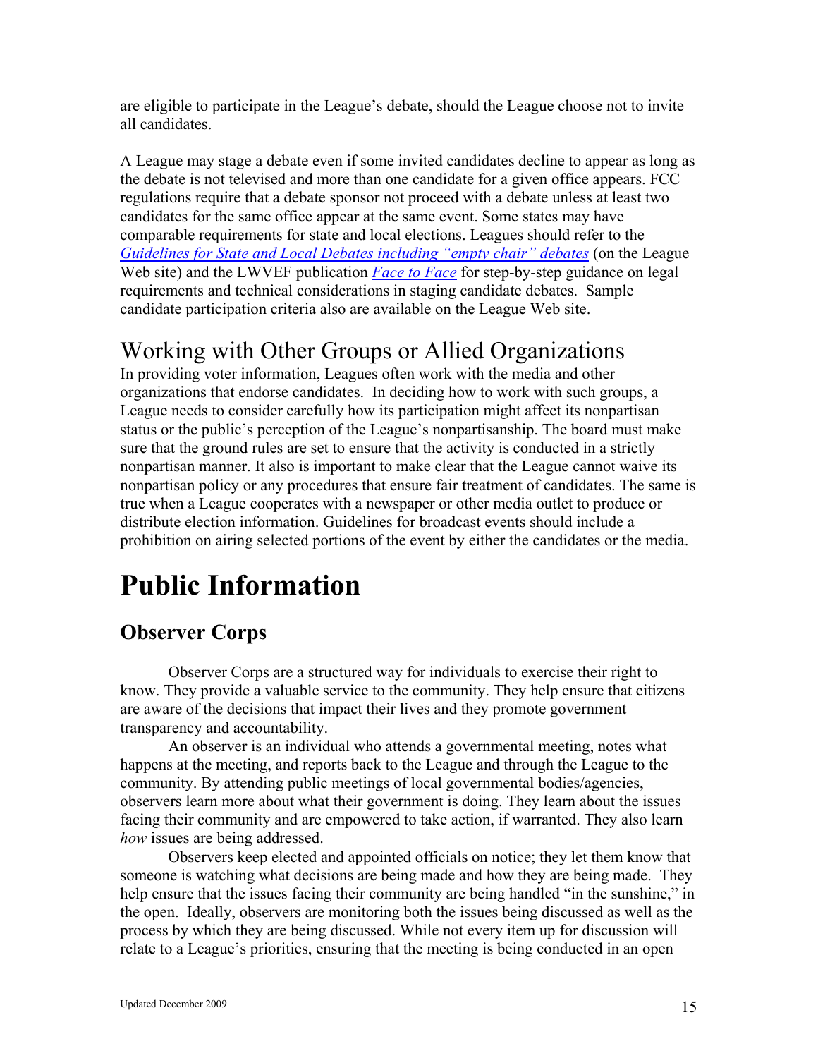are eligible to participate in the League's debate, should the League choose not to invite all candidates.

A League may stage a debate even if some invited candidates decline to appear as long as the debate is not televised and more than one candidate for a given office appears. FCC regulations require that a debate sponsor not proceed with a debate unless at least two candidates for the same office appear at the same event. Some states may have comparable requirements for state and local elections. Leagues should refer to the *Guidelines for State and Local Debates including "empty chair" debates* (on the League Web site) and the LWVEF publication *Face to Face* for step-by-step guidance on legal requirements and technical considerations in staging candidate debates. Sample candidate participation criteria also are available on the League Web site.

## Working with Other Groups or Allied Organizations

In providing voter information, Leagues often work with the media and other organizations that endorse candidates. In deciding how to work with such groups, a League needs to consider carefully how its participation might affect its nonpartisan status or the public's perception of the League's nonpartisanship. The board must make sure that the ground rules are set to ensure that the activity is conducted in a strictly nonpartisan manner. It also is important to make clear that the League cannot waive its nonpartisan policy or any procedures that ensure fair treatment of candidates. The same is true when a League cooperates with a newspaper or other media outlet to produce or distribute election information. Guidelines for broadcast events should include a prohibition on airing selected portions of the event by either the candidates or the media.

# Public Information

## Observer Corps

Observer Corps are a structured way for individuals to exercise their right to know. They provide a valuable service to the community. They help ensure that citizens are aware of the decisions that impact their lives and they promote government transparency and accountability.

An observer is an individual who attends a governmental meeting, notes what happens at the meeting, and reports back to the League and through the League to the community. By attending public meetings of local governmental bodies/agencies, observers learn more about what their government is doing. They learn about the issues facing their community and are empowered to take action, if warranted. They also learn *how* issues are being addressed.

Observers keep elected and appointed officials on notice; they let them know that someone is watching what decisions are being made and how they are being made. They help ensure that the issues facing their community are being handled "in the sunshine," in the open. Ideally, observers are monitoring both the issues being discussed as well as the process by which they are being discussed. While not every item up for discussion will relate to a League's priorities, ensuring that the meeting is being conducted in an open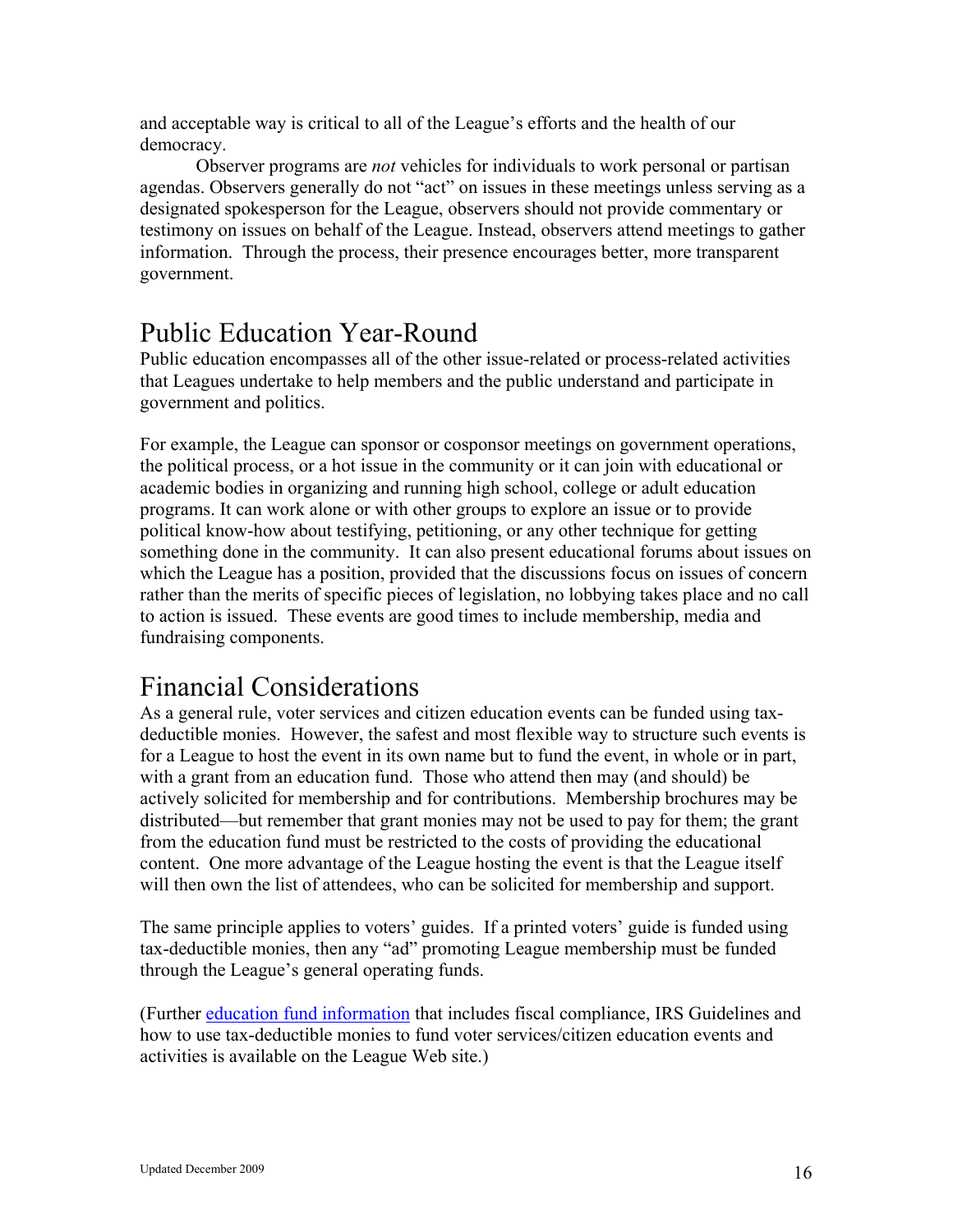and acceptable way is critical to all of the League's efforts and the health of our democracy.

Observer programs are *not* vehicles for individuals to work personal or partisan agendas. Observers generally do not "act" on issues in these meetings unless serving as a designated spokesperson for the League, observers should not provide commentary or testimony on issues on behalf of the League. Instead, observers attend meetings to gather information. Through the process, their presence encourages better, more transparent government.

## Public Education Year-Round

Public education encompasses all of the other issue-related or process-related activities that Leagues undertake to help members and the public understand and participate in government and politics.

For example, the League can sponsor or cosponsor meetings on government operations, the political process, or a hot issue in the community or it can join with educational or academic bodies in organizing and running high school, college or adult education programs. It can work alone or with other groups to explore an issue or to provide political know-how about testifying, petitioning, or any other technique for getting something done in the community. It can also present educational forums about issues on which the League has a position, provided that the discussions focus on issues of concern rather than the merits of specific pieces of legislation, no lobbying takes place and no call to action is issued. These events are good times to include membership, media and fundraising components.

## Financial Considerations

As a general rule, voter services and citizen education events can be funded using tax-deductible monies. However, the safest and most flexible way to structure such events is for a League to host the event in its own name but to fund the event, in whole or in part, with a grant from an education fund. Those who attend then may (and should) be actively solicited for membership and for contributions. Membership brochures may be distributed—but remember that grant monies may not be used to pay for them; the grant from the education fund must be restricted to the costs of providing the educational content. One more advantage of the League hosting the event is that the League itself will then own the list of attendees, who can be solicited for membership and support.

The same principle applies to voters' guides. If a printed voters' guide is funded using tax-deductible monies, then any "ad" promoting League membership must be funded through the League's general operating funds.

(Further education fund information that includes fiscal compliance, IRS Guidelines and how to use tax-deductible monies to fund voter services/citizen education events and activities is available on the League Web site.)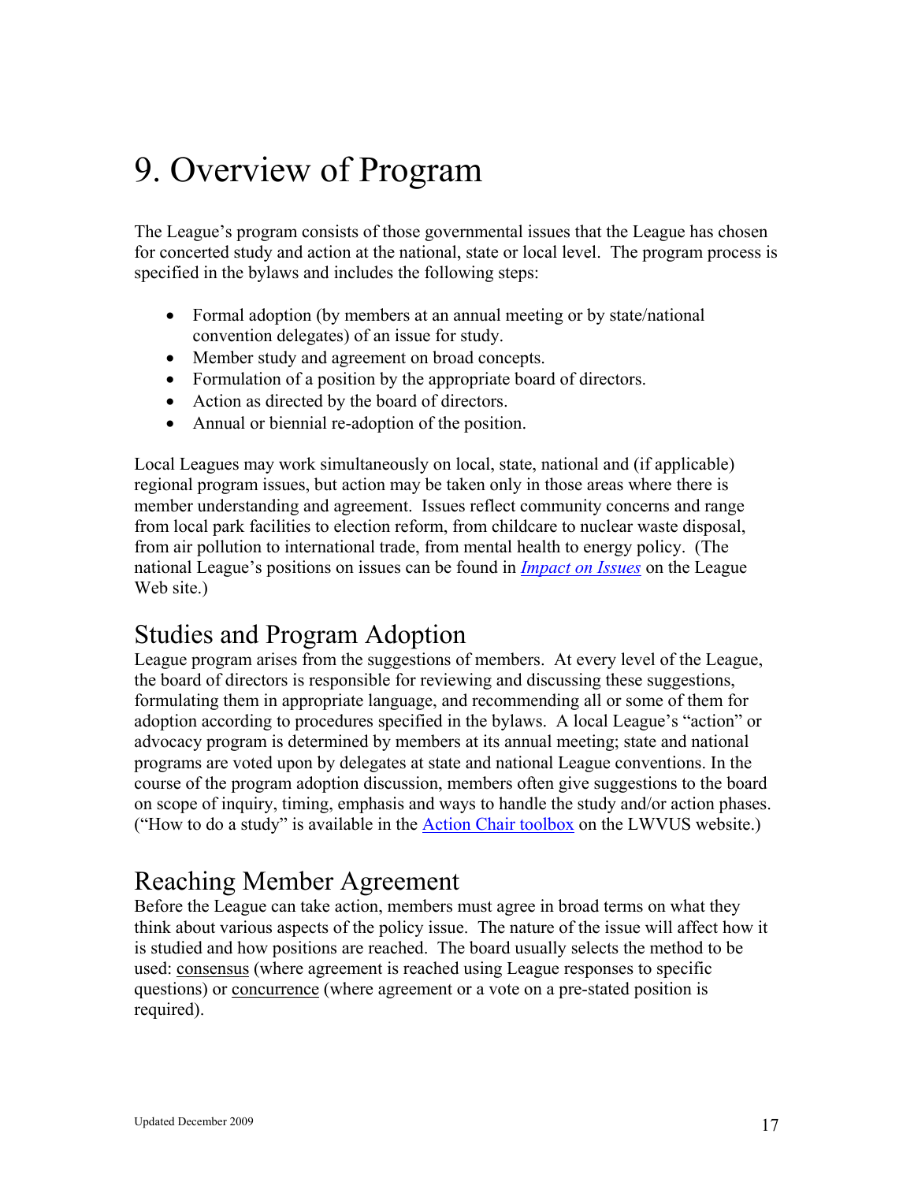# 9. Overview of Program

The League's program consists of those governmental issues that the League has chosen for concerted study and action at the national, state or local level. The program process is specified in the bylaws and includes the following steps:

- Formal adoption (by members at an annual meeting or by state/national convention delegates) of an issue for study.
- Member study and agreement on broad concepts.
- Formulation of a position by the appropriate board of directors.
- Action as directed by the board of directors.
- Annual or biennial re-adoption of the position.

Local Leagues may work simultaneously on local, state, national and (if applicable) regional program issues, but action may be taken only in those areas where there is member understanding and agreement. Issues reflect community concerns and range from local park facilities to election reform, from childcare to nuclear waste disposal, from air pollution to international trade, from mental health to energy policy. (The national League's positions on issues can be found in *Impact on Issues* on the League Web site.)

## Studies and Program Adoption

League program arises from the suggestions of members. At every level of the League, the board of directors is responsible for reviewing and discussing these suggestions, formulating them in appropriate language, and recommending all or some of them for adoption according to procedures specified in the bylaws. A local League's "action" or advocacy program is determined by members at its annual meeting; state and national programs are voted upon by delegates at state and national League conventions. In the course of the program adoption discussion, members often give suggestions to the board on scope of inquiry, timing, emphasis and ways to handle the study and/or action phases. ("How to do a study" is available in the Action Chair toolbox on the LWVUS website.)

## Reaching Member Agreement

Before the League can take action, members must agree in broad terms on what they think about various aspects of the policy issue. The nature of the issue will affect how it is studied and how positions are reached. The board usually selects the method to be used: consensus (where agreement is reached using League responses to specific questions) or concurrence (where agreement or a vote on a pre-stated position is required).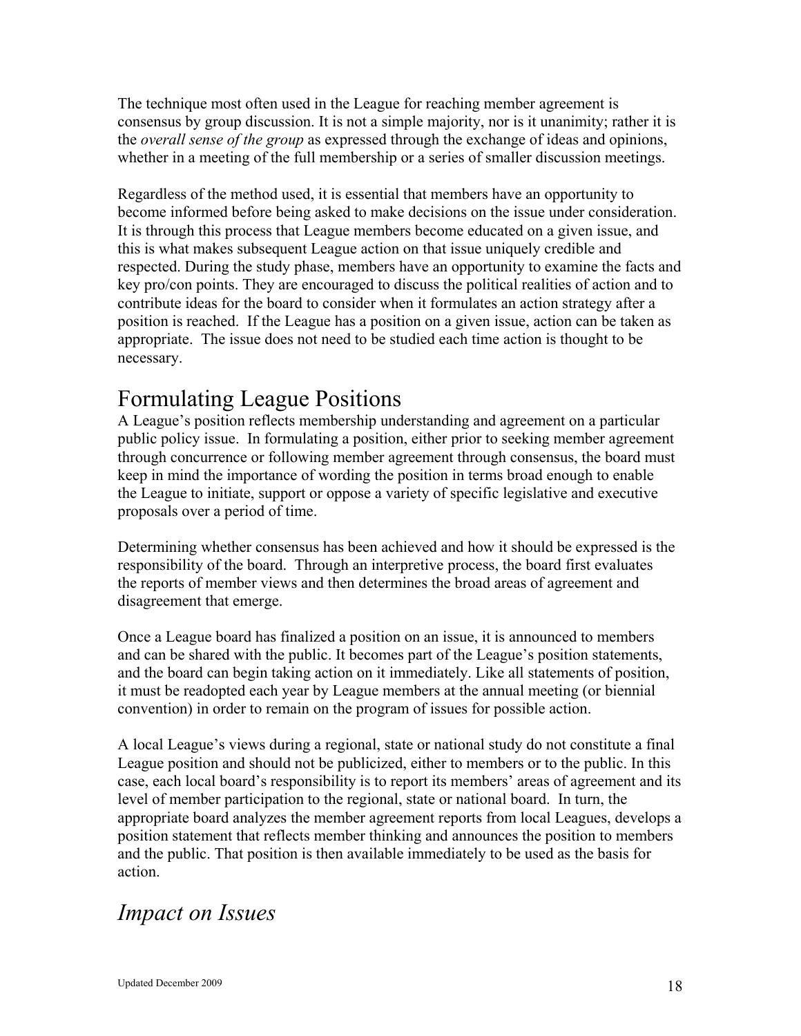The technique most often used in the League for reaching member agreement is consensus by group discussion. It is not a simple majority, nor is it unanimity; rather it is the *overall sense of the group* as expressed through the exchange of ideas and opinions, whether in a meeting of the full membership or a series of smaller discussion meetings.

Regardless of the method used, it is essential that members have an opportunity to become informed before being asked to make decisions on the issue under consideration. It is through this process that League members become educated on a given issue, and this is what makes subsequent League action on that issue uniquely credible and respected. During the study phase, members have an opportunity to examine the facts and key pro/con points. They are encouraged to discuss the political realities of action and to contribute ideas for the board to consider when it formulates an action strategy after a position is reached. If the League has a position on a given issue, action can be taken as appropriate. The issue does not need to be studied each time action is thought to be necessary.

## Formulating League Positions

A League's position reflects membership understanding and agreement on a particular public policy issue. In formulating a position, either prior to seeking member agreement through concurrence or following member agreement through consensus, the board must keep in mind the importance of wording the position in terms broad enough to enable the League to initiate, support or oppose a variety of specific legislative and executive proposals over a period of time.

Determining whether consensus has been achieved and how it should be expressed is the responsibility of the board. Through an interpretive process, the board first evaluates the reports of member views and then determines the broad areas of agreement and disagreement that emerge.

Once a League board has finalized a position on an issue, it is announced to members and can be shared with the public. It becomes part of the League's position statements, and the board can begin taking action on it immediately. Like all statements of position, it must be readopted each year by League members at the annual meeting (or biennial convention) in order to remain on the program of issues for possible action.

A local League's views during a regional, state or national study do not constitute a final League position and should not be publicized, either to members or to the public. In this case, each local board's responsibility is to report its members' areas of agreement and its level of member participation to the regional, state or national board. In turn, the appropriate board analyzes the member agreement reports from local Leagues, develops a position statement that reflects member thinking and announces the position to members and the public. That position is then available immediately to be used as the basis for action.

## *Impact on Issues*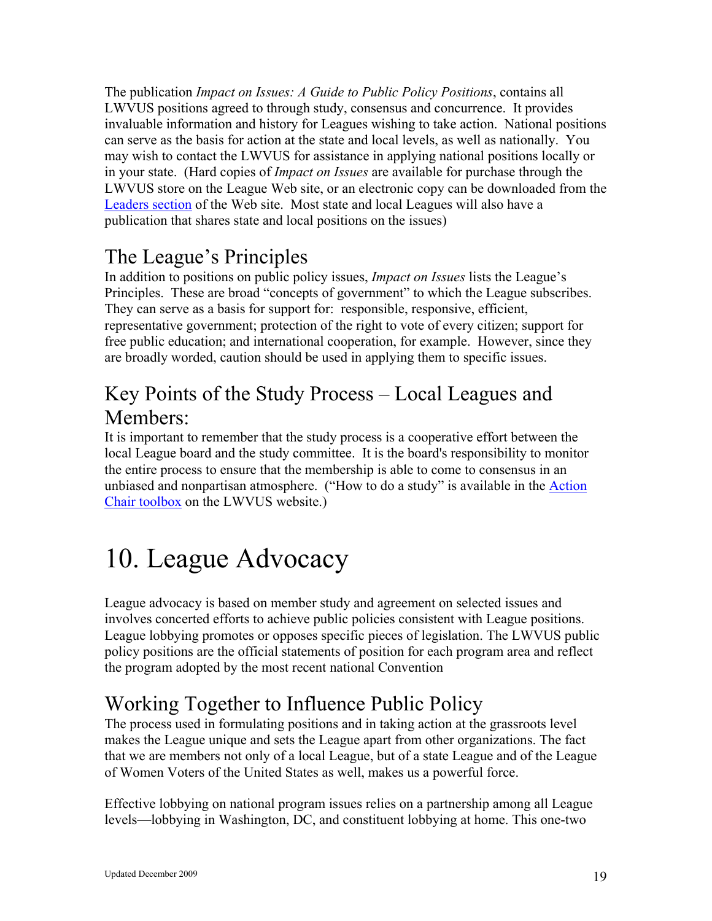The publication *Impact on Issues: A Guide to Public Policy Positions*, contains all LWVUS positions agreed to through study, consensus and concurrence. It provides invaluable information and history for Leagues wishing to take action. National positions can serve as the basis for action at the state and local levels, as well as nationally. You may wish to contact the LWVUS for assistance in applying national positions locally or in your state. (Hard copies of *Impact on Issues* are available for purchase through the LWVUS store on the League Web site, or an electronic copy can be downloaded from the Leaders section of the Web site. Most state and local Leagues will also have a publication that shares state and local positions on the issues)

## The League's Principles

In addition to positions on public policy issues, *Impact on Issues* lists the League's Principles. These are broad "concepts of government" to which the League subscribes. They can serve as a basis for support for: responsible, responsive, efficient, representative government; protection of the right to vote of every citizen; support for free public education; and international cooperation, for example. However, since they are broadly worded, caution should be used in applying them to specific issues.

## Key Points of the Study Process – Local Leagues and Members:

It is important to remember that the study process is a cooperative effort between the local League board and the study committee. It is the board's responsibility to monitor the entire process to ensure that the membership is able to come to consensus in an unbiased and nonpartisan atmosphere. ("How to do a study" is available in the Action Chair toolbox on the LWVUS website.)

# 10. League Advocacy

League advocacy is based on member study and agreement on selected issues and involves concerted efforts to achieve public policies consistent with League positions. League lobbying promotes or opposes specific pieces of legislation. The LWVUS public policy positions are the official statements of position for each program area and reflect the program adopted by the most recent national Convention

## Working Together to Influence Public Policy

The process used in formulating positions and in taking action at the grassroots level makes the League unique and sets the League apart from other organizations. The fact that we are members not only of a local League, but of a state League and of the League of Women Voters of the United States as well, makes us a powerful force.

Effective lobbying on national program issues relies on a partnership among all League levels—lobbying in Washington, DC, and constituent lobbying at home. This one-two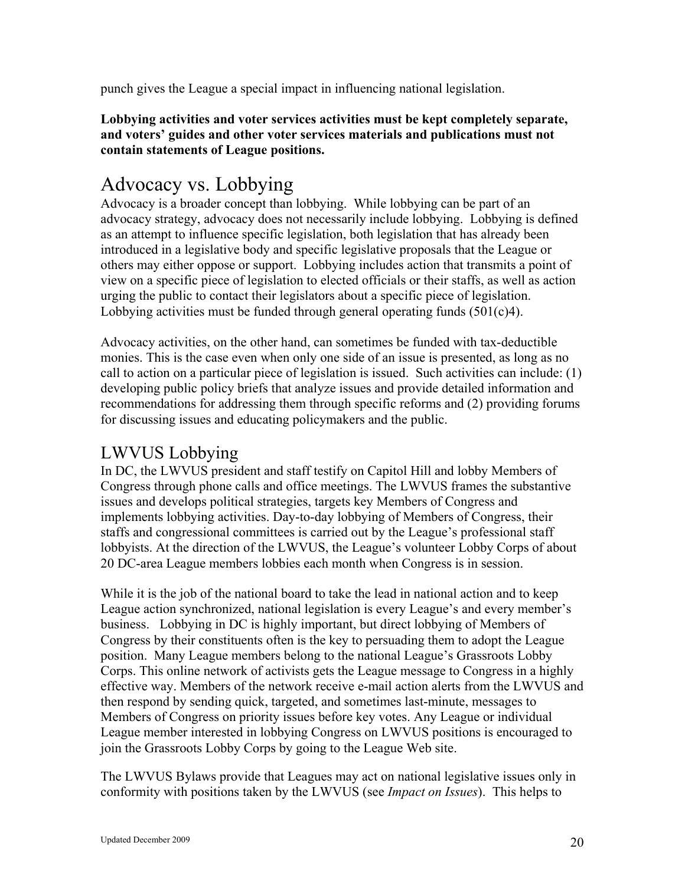punch gives the League a special impact in influencing national legislation.

**Lobbying activities and voter services activities must be kept completely separate, and voters' guides and other voter services materials and publications must not contain statements of League positions.**

## Advocacy vs. Lobbying

Advocacy is a broader concept than lobbying. While lobbying can be part of an advocacy strategy, advocacy does not necessarily include lobbying. Lobbying is defined as an attempt to influence specific legislation, both legislation that has already been introduced in a legislative body and specific legislative proposals that the League or others may either oppose or support. Lobbying includes action that transmits a point of view on a specific piece of legislation to elected officials or their staffs, as well as action urging the public to contact their legislators about a specific piece of legislation. Lobbying activities must be funded through general operating funds (501(c)4).

Advocacy activities, on the other hand, can sometimes be funded with tax-deductible monies. This is the case even when only one side of an issue is presented, as long as no call to action on a particular piece of legislation is issued. Such activities can include: (1) developing public policy briefs that analyze issues and provide detailed information and recommendations for addressing them through specific reforms and (2) providing forums for discussing issues and educating policymakers and the public.

## LWVUS Lobbying

In DC, the LWVUS president and staff testify on Capitol Hill and lobby Members of Congress through phone calls and office meetings. The LWVUS frames the substantive issues and develops political strategies, targets key Members of Congress and implements lobbying activities. Day-to-day lobbying of Members of Congress, their staffs and congressional committees is carried out by the League's professional staff lobbyists. At the direction of the LWVUS, the League's volunteer Lobby Corps of about 20 DC-area League members lobbies each month when Congress is in session.

While it is the job of the national board to take the lead in national action and to keep League action synchronized, national legislation is every League's and every member's business. Lobbying in DC is highly important, but direct lobbying of Members of Congress by their constituents often is the key to persuading them to adopt the League position. Many League members belong to the national League's Grassroots Lobby Corps. This online network of activists gets the League message to Congress in a highly effective way. Members of the network receive e-mail action alerts from the LWVUS and then respond by sending quick, targeted, and sometimes last-minute, messages to Members of Congress on priority issues before key votes. Any League or individual League member interested in lobbying Congress on LWVUS positions is encouraged to join the Grassroots Lobby Corps by going to the League Web site.

The LWVUS Bylaws provide that Leagues may act on national legislative issues only in conformity with positions taken by the LWVUS (see *Impact on Issues*). This helps to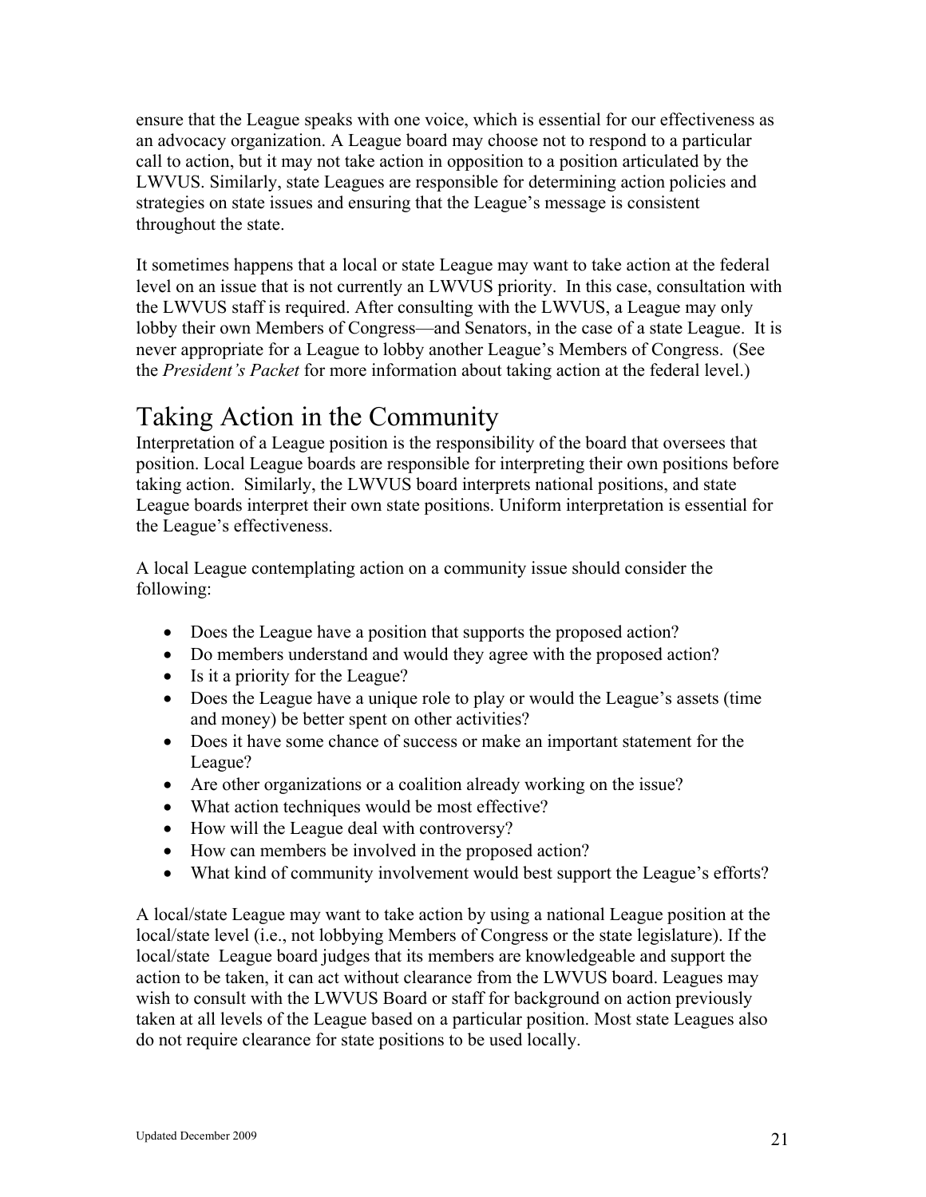ensure that the League speaks with one voice, which is essential for our effectiveness as an advocacy organization. A League board may choose not to respond to a particular call to action, but it may not take action in opposition to a position articulated by the LWVUS. Similarly, state Leagues are responsible for determining action policies and strategies on state issues and ensuring that the League's message is consistent throughout the state.

It sometimes happens that a local or state League may want to take action at the federal level on an issue that is not currently an LWVUS priority. In this case, consultation with the LWVUS staff is required. After consulting with the LWVUS, a League may only lobby their own Members of Congress—and Senators, in the case of a state League. It is never appropriate for a League to lobby another League's Members of Congress. (See the *President's Packet* for more information about taking action at the federal level.)

# Taking Action in the Community

Interpretation of a League position is the responsibility of the board that oversees that position. Local League boards are responsible for interpreting their own positions before taking action. Similarly, the LWVUS board interprets national positions, and state League boards interpret their own state positions. Uniform interpretation is essential for the League's effectiveness.

A local League contemplating action on a community issue should consider the following:

- Does the League have a position that supports the proposed action?
- Do members understand and would they agree with the proposed action?
- Is it a priority for the League?
- Does the League have a unique role to play or would the League's assets (time and money) be better spent on other activities?
- Does it have some chance of success or make an important statement for the League?
- Are other organizations or a coalition already working on the issue?
- What action techniques would be most effective?
- How will the League deal with controversy?
- How can members be involved in the proposed action?
- What kind of community involvement would best support the League's efforts?

A local/state League may want to take action by using a national League position at the local/state level (i.e., not lobbying Members of Congress or the state legislature). If the local/state League board judges that its members are knowledgeable and support the action to be taken, it can act without clearance from the LWVUS board. Leagues may wish to consult with the LWVUS Board or staff for background on action previously taken at all levels of the League based on a particular position. Most state Leagues also do not require clearance for state positions to be used locally.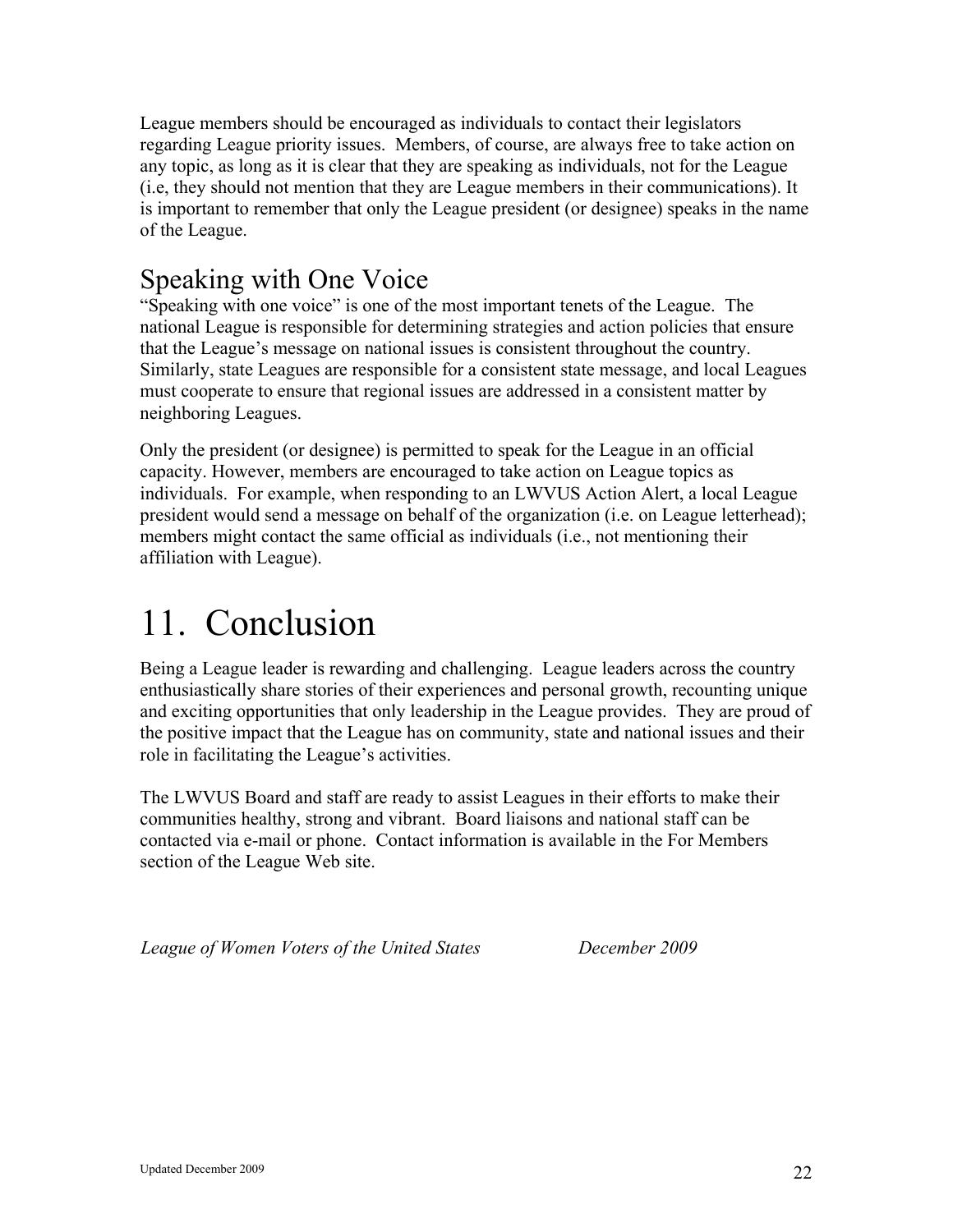League members should be encouraged as individuals to contact their legislators regarding League priority issues. Members, of course, are always free to take action on any topic, as long as it is clear that they are speaking as individuals, not for the League (i.e, they should not mention that they are League members in their communications). It is important to remember that only the League president (or designee) speaks in the name of the League.

## Speaking with One Voice

"Speaking with one voice" is one of the most important tenets of the League. The national League is responsible for determining strategies and action policies that ensure that the League's message on national issues is consistent throughout the country. Similarly, state Leagues are responsible for a consistent state message, and local Leagues must cooperate to ensure that regional issues are addressed in a consistent matter by neighboring Leagues.

Only the president (or designee) is permitted to speak for the League in an official capacity. However, members are encouraged to take action on League topics as individuals. For example, when responding to an LWVUS Action Alert, a local League president would send a message on behalf of the organization (i.e. on League letterhead); members might contact the same official as individuals (i.e., not mentioning their affiliation with League).

# 11. Conclusion

Being a League leader is rewarding and challenging. League leaders across the country enthusiastically share stories of their experiences and personal growth, recounting unique and exciting opportunities that only leadership in the League provides. They are proud of the positive impact that the League has on community, state and national issues and their role in facilitating the League's activities.

The LWVUS Board and staff are ready to assist Leagues in their efforts to make their communities healthy, strong and vibrant. Board liaisons and national staff can be contacted via e-mail or phone. Contact information is available in the For Members section of the League Web site.

*League of Women Voters of the United States* *December 2009*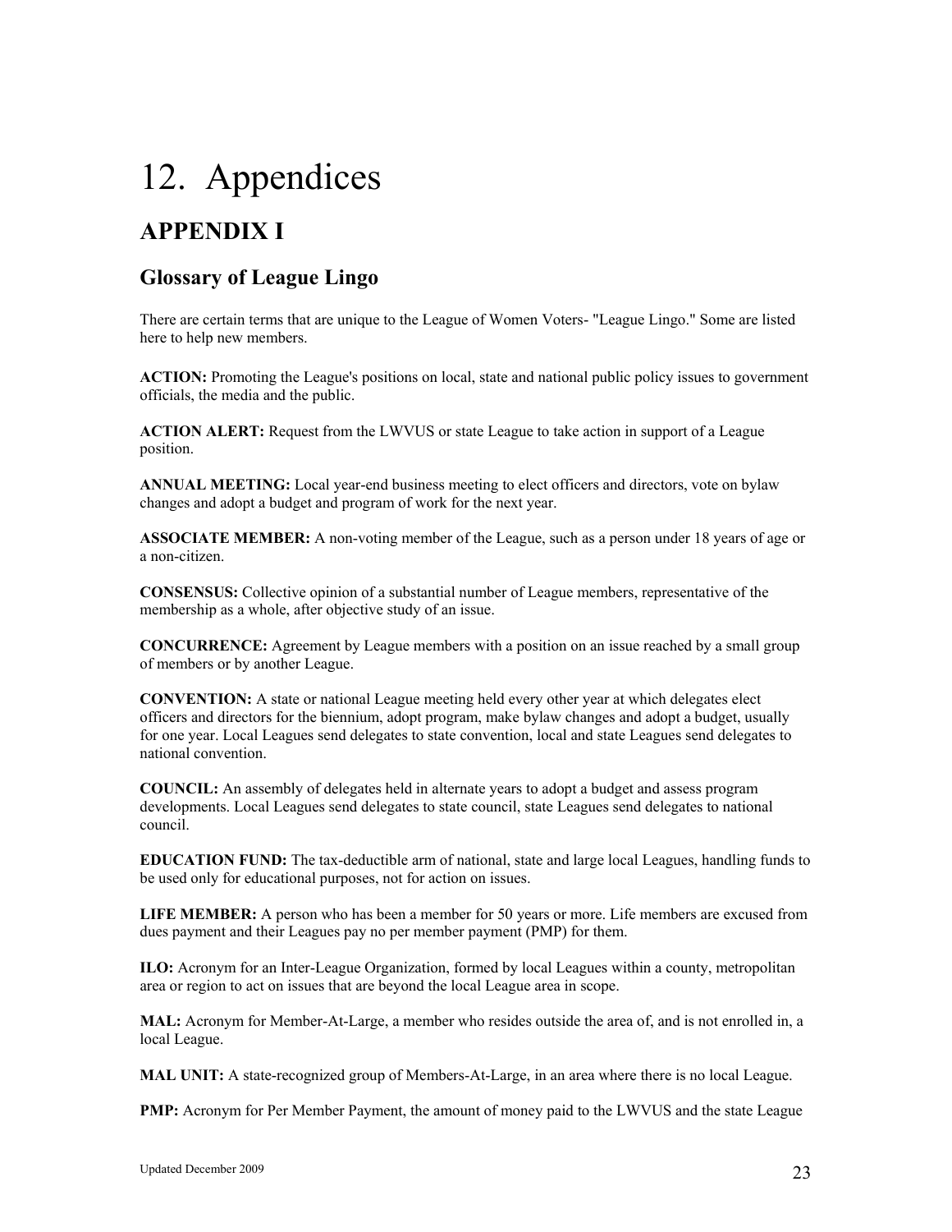# 12. Appendices

## APPENDIX I

### Glossary of League Lingo

There are certain terms that are unique to the League of Women Voters- "League Lingo." Some are listed here to help new members.

**ACTION:** Promoting the League's positions on local, state and national public policy issues to government officials, the media and the public.

**ACTION ALERT:** Request from the LWVUS or state League to take action in support of a League position.

**ANNUAL MEETING:** Local year-end business meeting to elect officers and directors, vote on bylaw changes and adopt a budget and program of work for the next year.

**ASSOCIATE MEMBER:** A non-voting member of the League, such as a person under 18 years of age or a non-citizen.

**CONSENSUS:** Collective opinion of a substantial number of League members, representative of the membership as a whole, after objective study of an issue.

**CONCURRENCE:** Agreement by League members with a position on an issue reached by a small group of members or by another League.

**CONVENTION:** A state or national League meeting held every other year at which delegates elect officers and directors for the biennium, adopt program, make bylaw changes and adopt a budget, usually for one year. Local Leagues send delegates to state convention, local and state Leagues send delegates to national convention.

**COUNCIL:** An assembly of delegates held in alternate years to adopt a budget and assess program developments. Local Leagues send delegates to state council, state Leagues send delegates to national council.

**EDUCATION FUND:** The tax-deductible arm of national, state and large local Leagues, handling funds to be used only for educational purposes, not for action on issues.

**LIFE MEMBER:** A person who has been a member for 50 years or more. Life members are excused from dues payment and their Leagues pay no per member payment (PMP) for them.

**ILO:** Acronym for an Inter-League Organization, formed by local Leagues within a county, metropolitan area or region to act on issues that are beyond the local League area in scope.

**MAL:** Acronym for Member-At-Large, a member who resides outside the area of, and is not enrolled in, a local League.

**MAL UNIT:** A state-recognized group of Members-At-Large, in an area where there is no local League.

**PMP:** Acronym for Per Member Payment, the amount of money paid to the LWVUS and the state League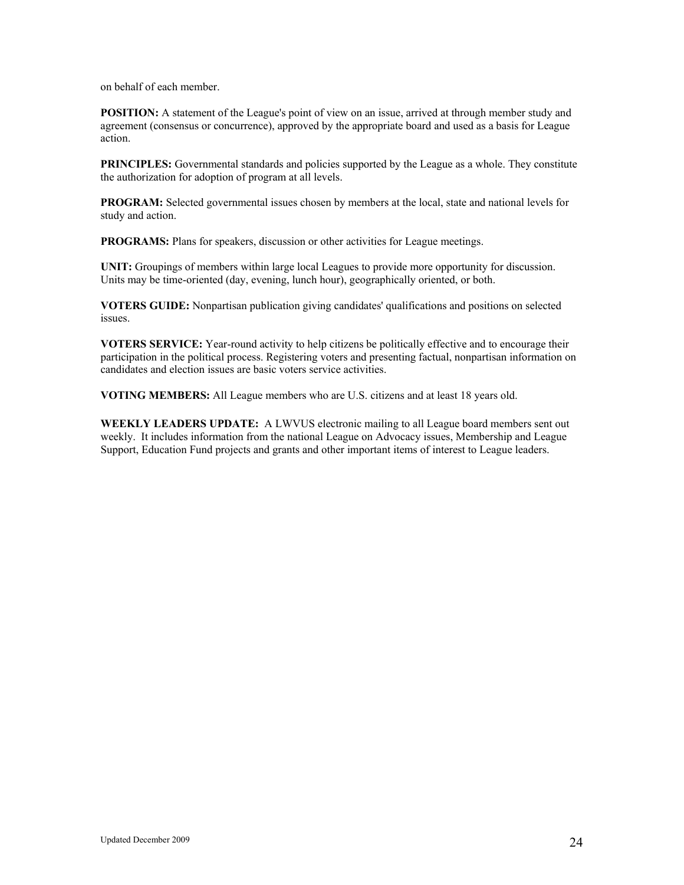on behalf of each member.

**POSITION:** A statement of the League's point of view on an issue, arrived at through member study and agreement (consensus or concurrence), approved by the appropriate board and used as a basis for League action.

**PRINCIPLES:** Governmental standards and policies supported by the League as a whole. They constitute the authorization for adoption of program at all levels.

**PROGRAM:** Selected governmental issues chosen by members at the local, state and national levels for study and action.

**PROGRAMS:** Plans for speakers, discussion or other activities for League meetings.

**UNIT:** Groupings of members within large local Leagues to provide more opportunity for discussion. Units may be time-oriented (day, evening, lunch hour), geographically oriented, or both.

**VOTERS GUIDE:** Nonpartisan publication giving candidates' qualifications and positions on selected issues.

**VOTERS SERVICE:** Year-round activity to help citizens be politically effective and to encourage their participation in the political process. Registering voters and presenting factual, nonpartisan information on candidates and election issues are basic voters service activities.

**VOTING MEMBERS:** All League members who are U.S. citizens and at least 18 years old.

**WEEKLY LEADERS UPDATE:** A LWVUS electronic mailing to all League board members sent out weekly. It includes information from the national League on Advocacy issues, Membership and League Support, Education Fund projects and grants and other important items of interest to League leaders.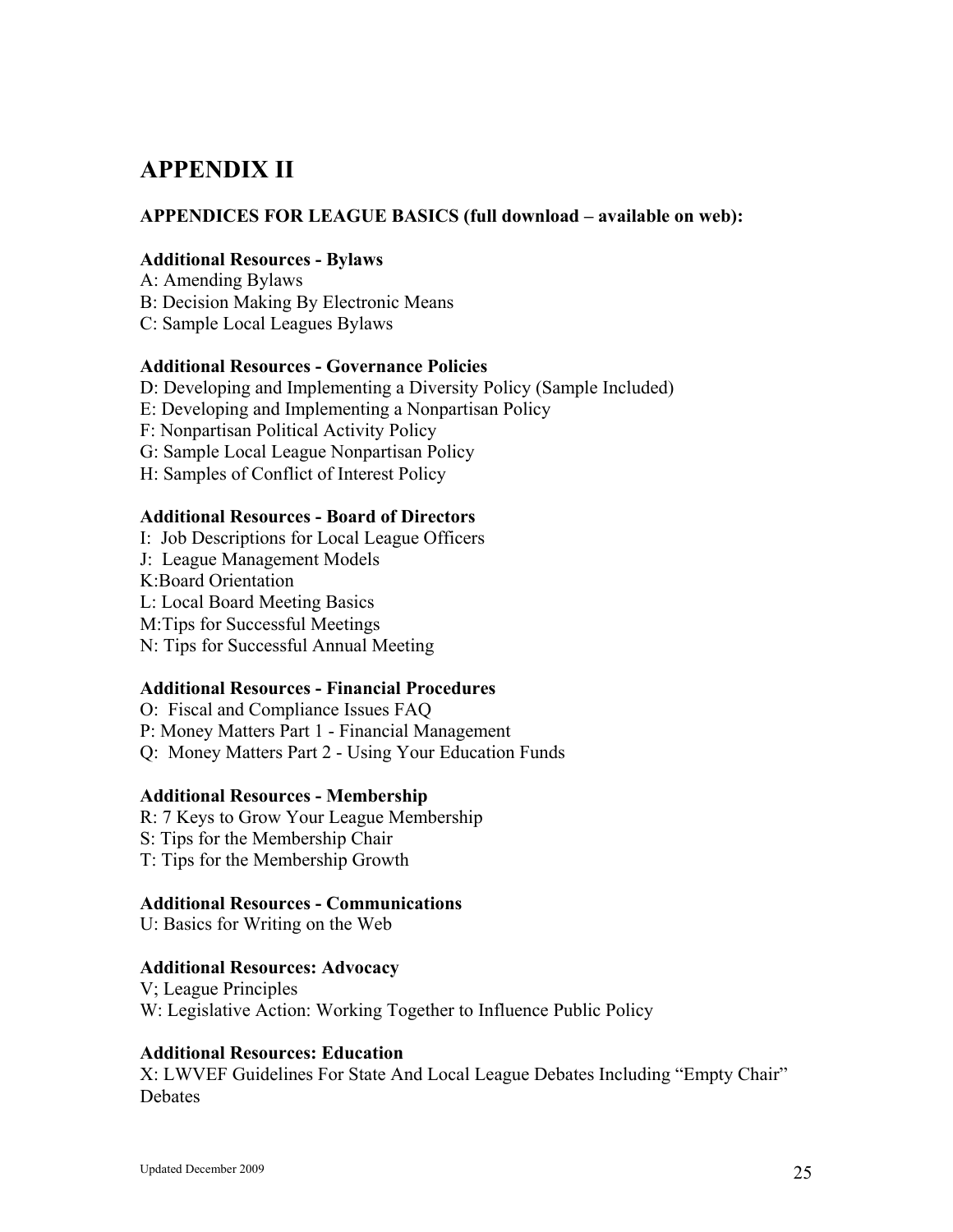# APPENDIX II

**APPENDICES FOR LEAGUE BASICS (full download – available on web):**

**Additional Resources - Bylaws**

A: Amending Bylaws
B: Decision Making By Electronic Means
C: Sample Local Leagues Bylaws

**Additional Resources - Governance Policies**

D: Developing and Implementing a Diversity Policy (Sample Included)
E: Developing and Implementing a Nonpartisan Policy
F: Nonpartisan Political Activity Policy
G: Sample Local League Nonpartisan Policy
H: Samples of Conflict of Interest Policy

**Additional Resources - Board of Directors**

I: Job Descriptions for Local League Officers
J: League Management Models
K:Board Orientation
L: Local Board Meeting Basics
M:Tips for Successful Meetings
N: Tips for Successful Annual Meeting

**Additional Resources - Financial Procedures**

O: Fiscal and Compliance Issues FAQ
P: Money Matters Part 1 - Financial Management
Q: Money Matters Part 2 - Using Your Education Funds

**Additional Resources - Membership**

R: 7 Keys to Grow Your League Membership
S: Tips for the Membership Chair
T: Tips for the Membership Growth

**Additional Resources - Communications**

U: Basics for Writing on the Web

**Additional Resources: Advocacy**

V; League Principles
W: Legislative Action: Working Together to Influence Public Policy

**Additional Resources: Education**

X: LWVEF Guidelines For State And Local League Debates Including "Empty Chair" Debates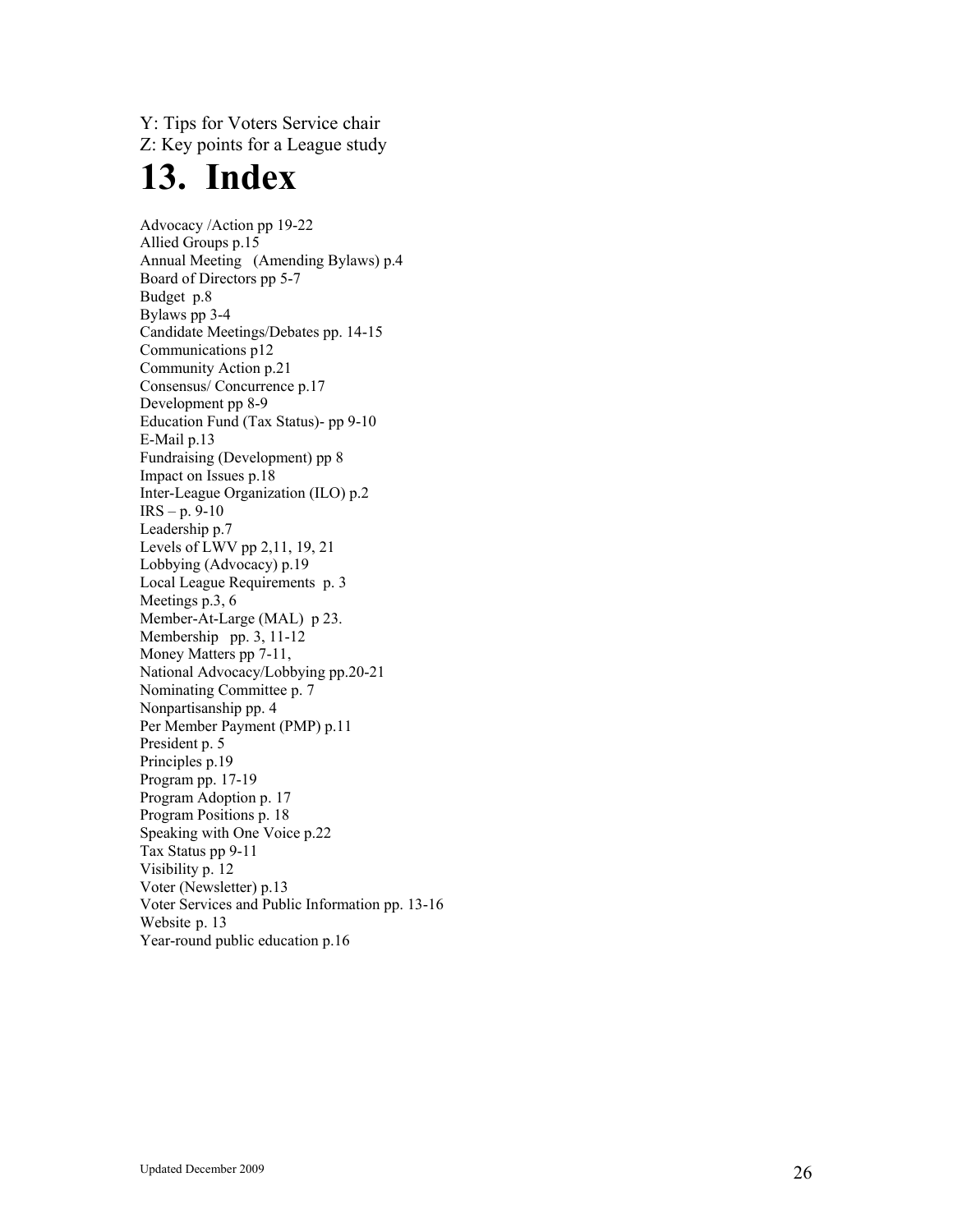Y: Tips for Voters Service chair
Z: Key points for a League study

# 13. Index

Advocacy /Action pp 19-22
Allied Groups p.15
Annual Meeting (Amending Bylaws) p.4
Board of Directors pp 5-7
Budget p.8
Bylaws pp 3-4
Candidate Meetings/Debates pp. 14-15
Communications p12
Community Action p.21
Consensus/ Concurrence p.17
Development pp 8-9
Education Fund (Tax Status)- pp 9-10
E-Mail p.13
Fundraising (Development) pp 8
Impact on Issues p.18
Inter-League Organization (ILO) p.2
IRS – p. 9-10
Leadership p.7
Levels of LWV pp 2,11, 19, 21
Lobbying (Advocacy) p.19
Local League Requirements p. 3
Meetings p.3, 6
Member-At-Large (MAL) p 23.
Membership pp. 3, 11-12
Money Matters pp 7-11,
National Advocacy/Lobbying pp.20-21
Nominating Committee p. 7
Nonpartisanship pp. 4
Per Member Payment (PMP) p.11
President p. 5
Principles p.19
Program pp. 17-19
Program Adoption p. 17
Program Positions p. 18
Speaking with One Voice p.22
Tax Status pp 9-11
Visibility p. 12
Voter (Newsletter) p.13
Voter Services and Public Information pp. 13-16
Website p. 13
Year-round public education p.16

Updated December 2009